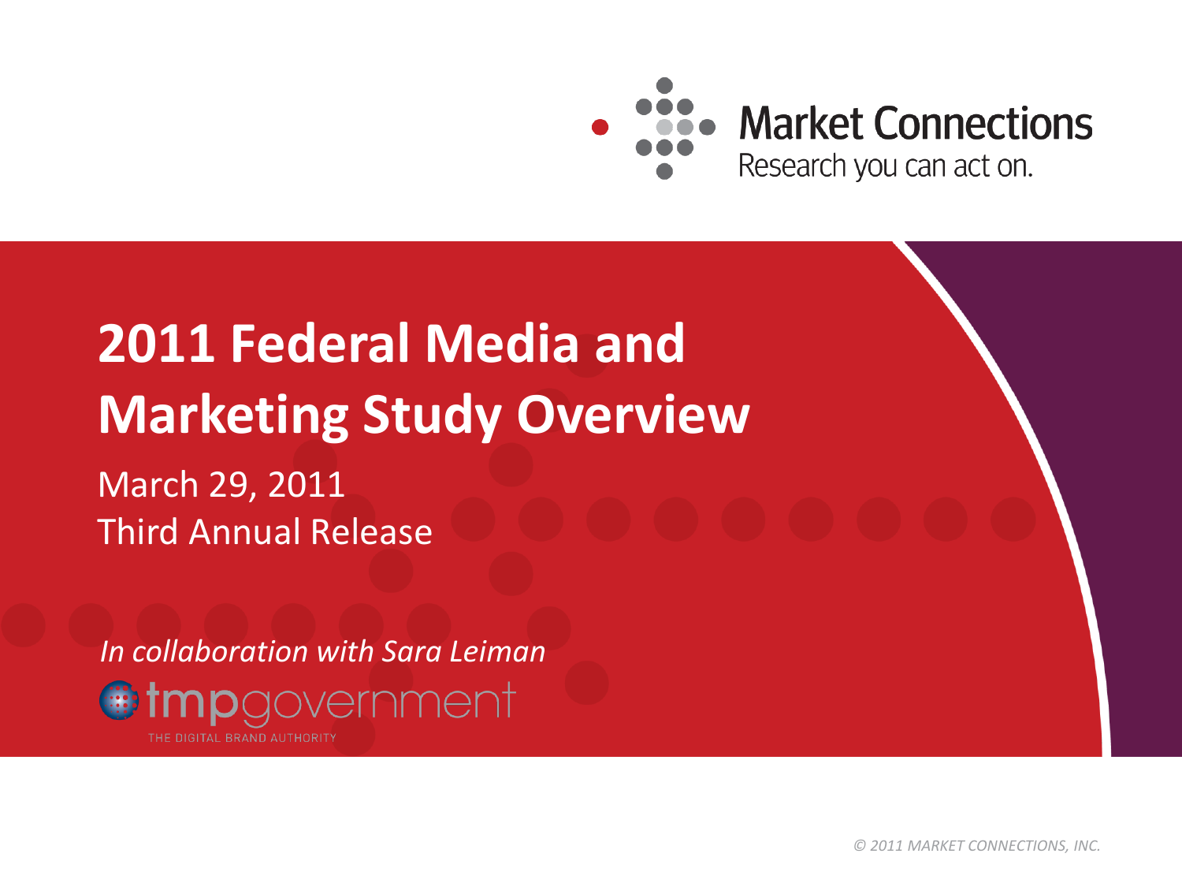Market Connections

Research you can act on.

# 2011 Federal Media and Marketing Study Overview

March 29, 2011

Third Annual Release

*In collaboration with Sara Leiman*

tmpgovernment

THE DIGITAL BRAND AUTHORITY

© 2011 MARKET CONNECTIONS, INC.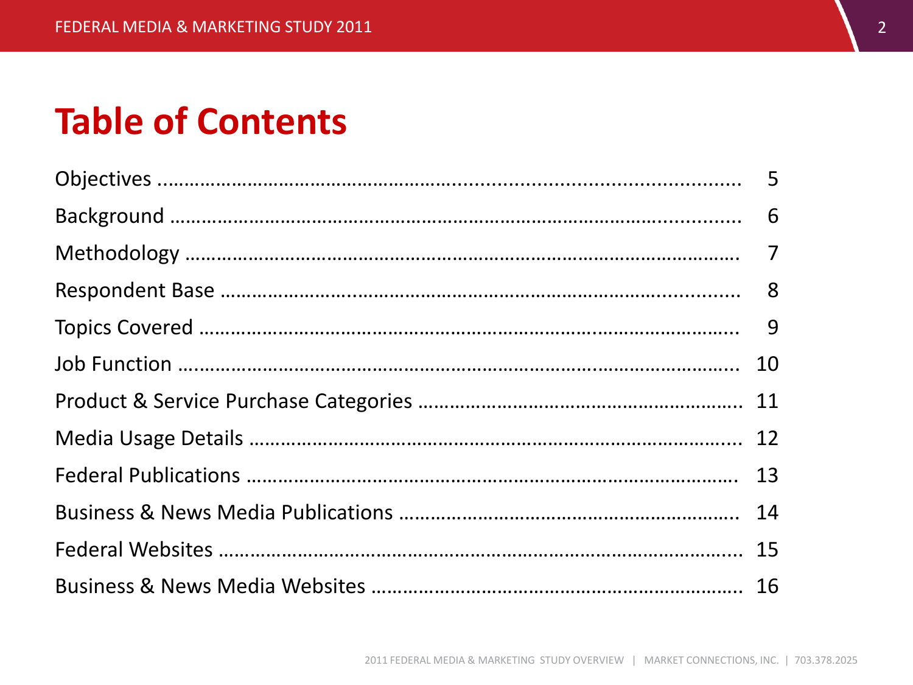# Table of Contents

| Section | Page |
|---|---|
| Objectives | 5 |
| Background | 6 |
| Methodology | 7 |
| Respondent Base | 8 |
| Topics Covered | 9 |
| Job Function | 10 |
| Product & Service Purchase Categories | 11 |
| Media Usage Details | 12 |
| Federal Publications | 13 |
| Business & News Media Publications | 14 |
| Federal Websites | 15 |
| Business & News Media Websites | 16 |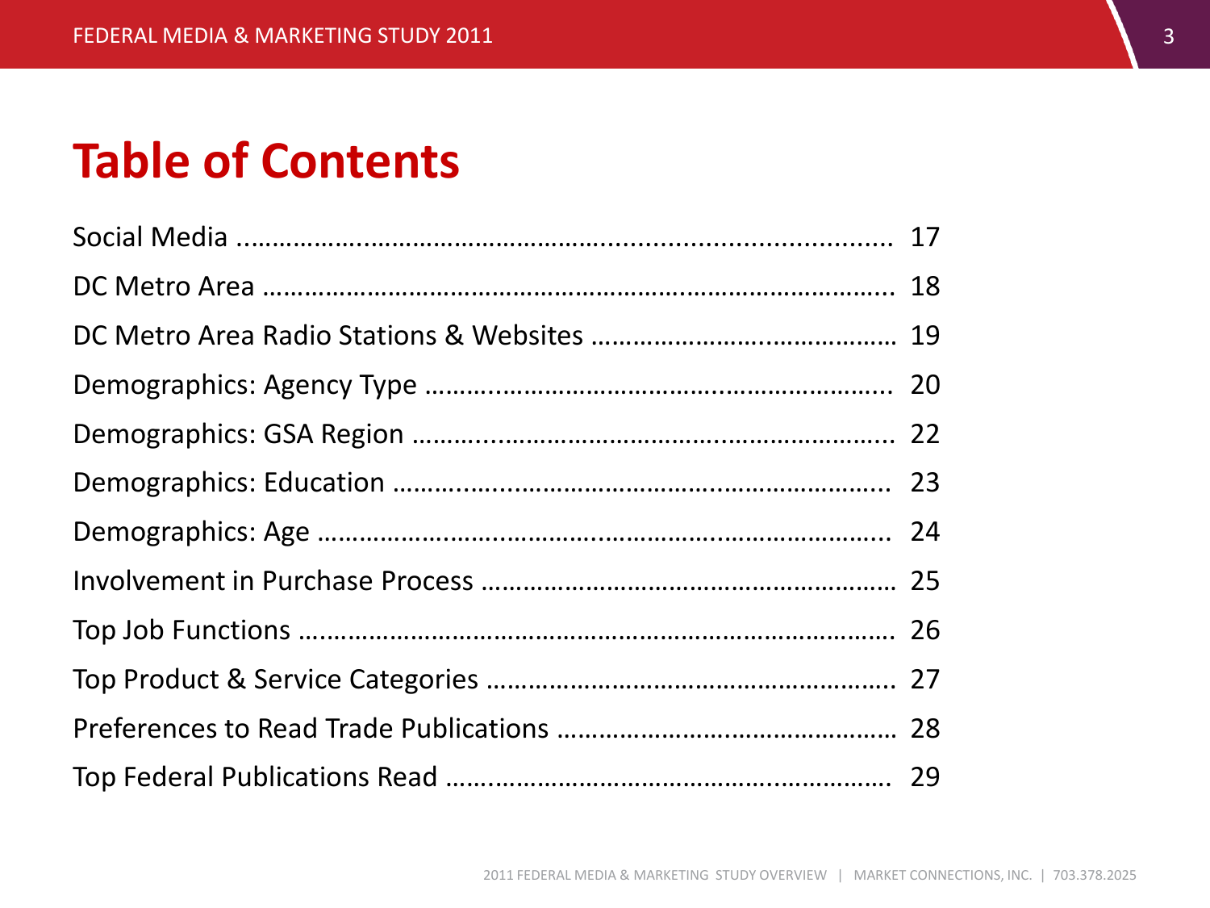# Table of Contents

Social Media ........................................................................................ 17

DC Metro Area ...................................................................................... 18

DC Metro Area Radio Stations & Websites ........................................... 19

Demographics: Agency Type ................................................................. 20

Demographics: GSA Region .................................................................. 22

Demographics: Education ..................................................................... 23

Demographics: Age ............................................................................... 24

Involvement in Purchase Process .......................................................... 25

Top Job Functions .................................................................................. 26

Top Product & Service Categories ......................................................... 27

Preferences to Read Trade Publications ................................................ 28

Top Federal Publications Read .............................................................. 29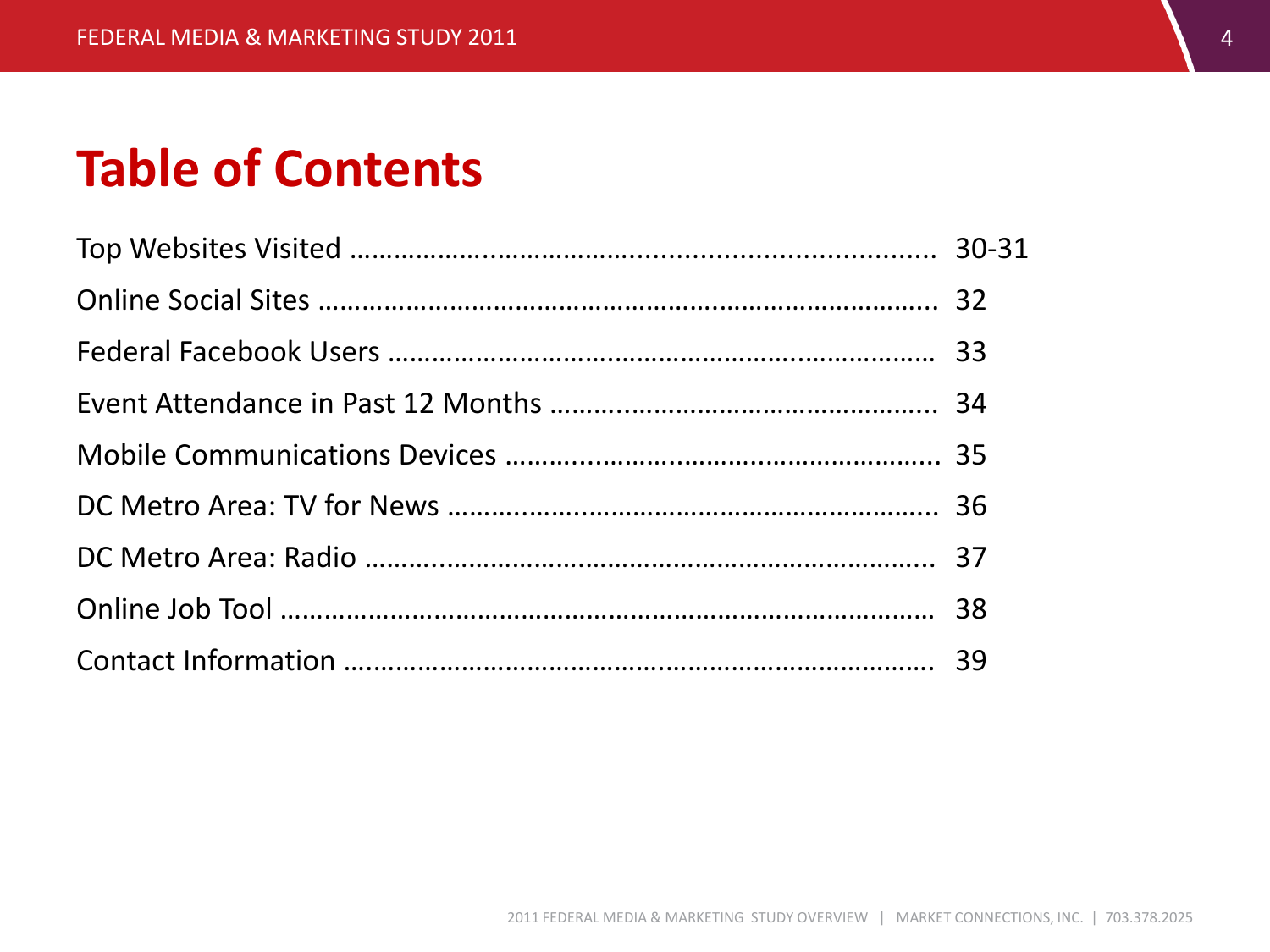# Table of Contents

| | |
|---|---|
| Top Websites Visited | 30-31 |
| Online Social Sites | 32 |
| Federal Facebook Users | 33 |
| Event Attendance in Past 12 Months | 34 |
| Mobile Communications Devices | 35 |
| DC Metro Area: TV for News | 36 |
| DC Metro Area: Radio | 37 |
| Online Job Tool | 38 |
| Contact Information | 39 |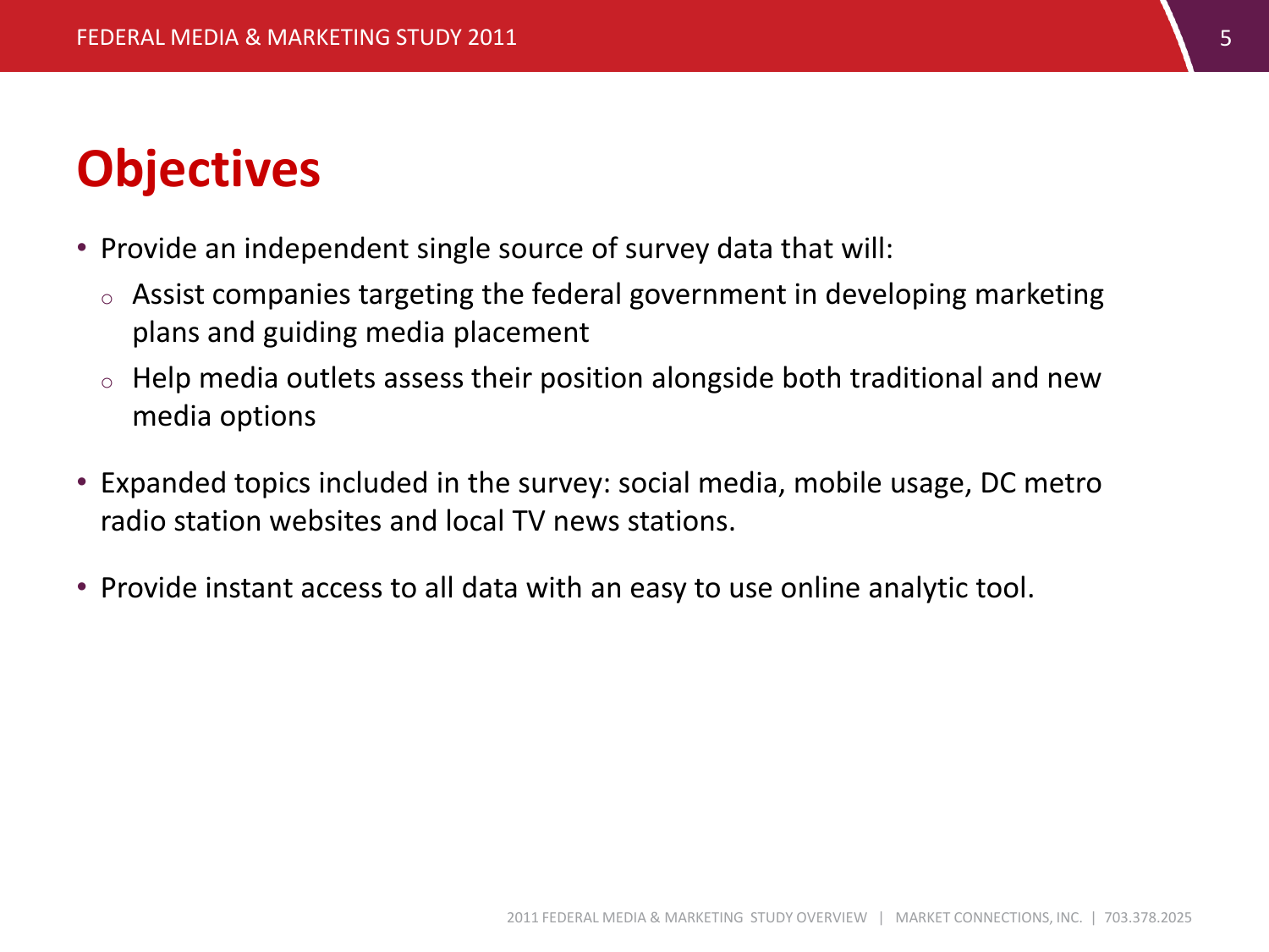# Objectives

- Provide an independent single source of survey data that will:
  - Assist companies targeting the federal government in developing marketing plans and guiding media placement
  - Help media outlets assess their position alongside both traditional and new media options
- Expanded topics included in the survey: social media, mobile usage, DC metro radio station websites and local TV news stations.
- Provide instant access to all data with an easy to use online analytic tool.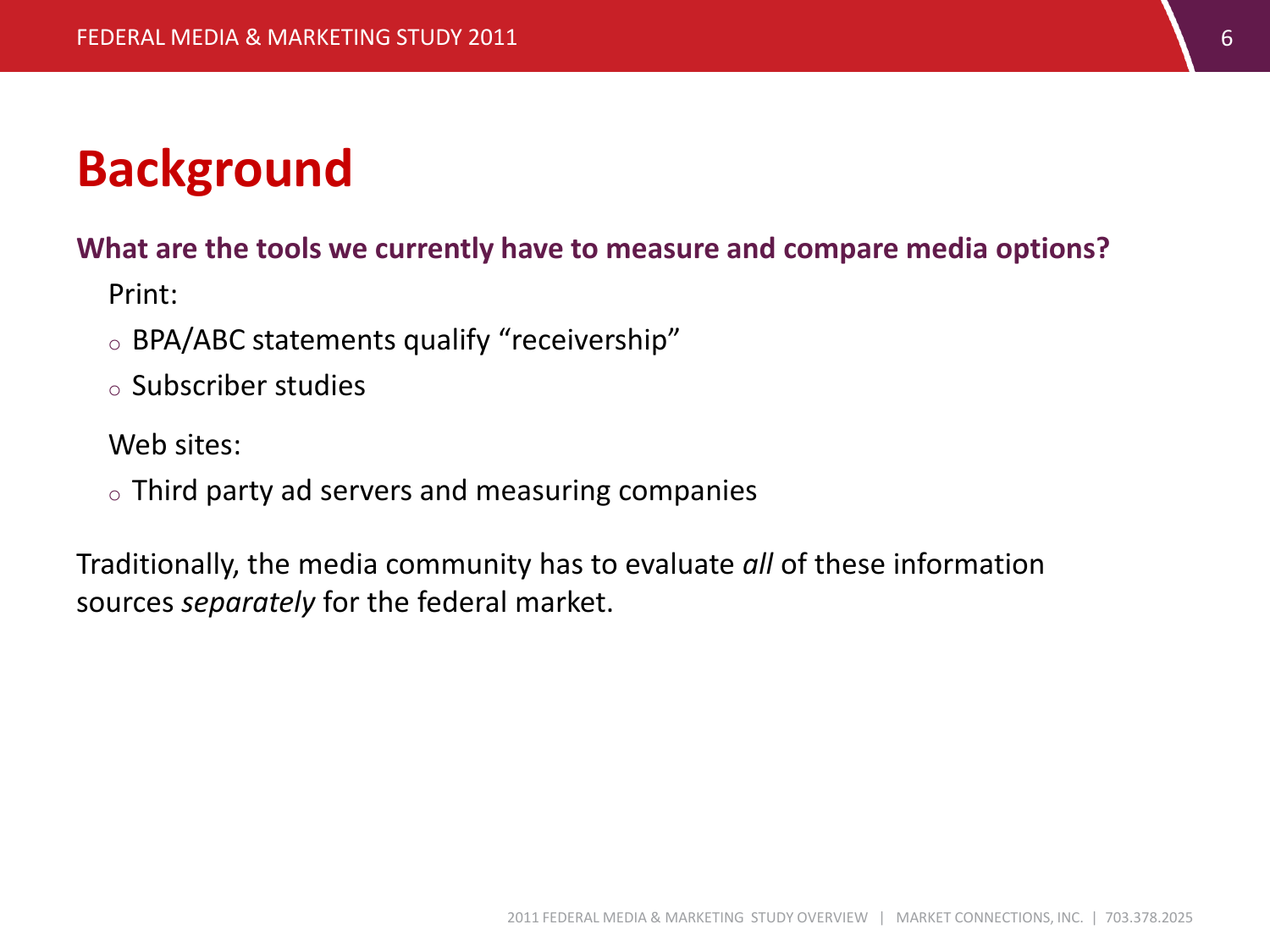# Background

**What are the tools we currently have to measure and compare media options?**

Print:

- BPA/ABC statements qualify “receivership”
- Subscriber studies

Web sites:

- Third party ad servers and measuring companies

Traditionally, the media community has to evaluate *all* of these information sources *separately* for the federal market.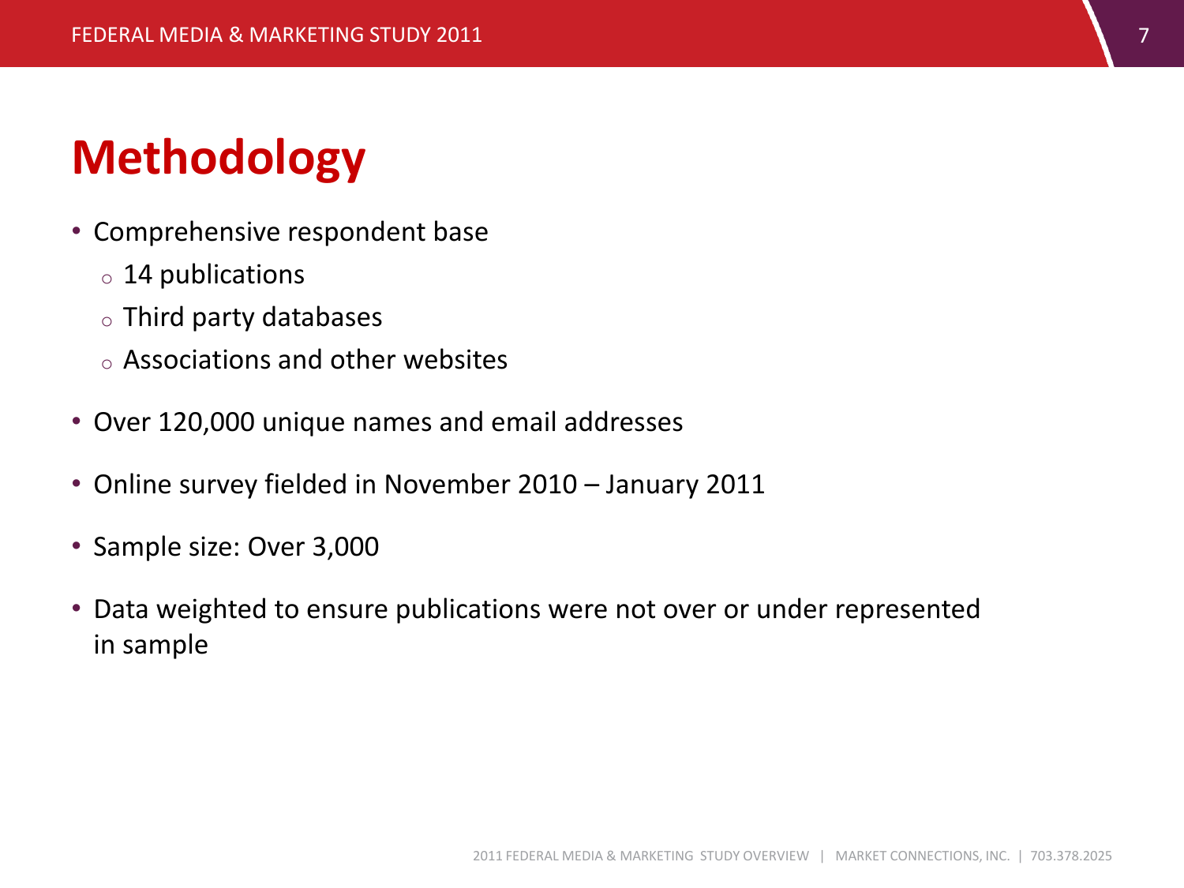# Methodology

- Comprehensive respondent base
  - 14 publications
  - Third party databases
  - Associations and other websites
- Over 120,000 unique names and email addresses
- Online survey fielded in November 2010 – January 2011
- Sample size: Over 3,000
- Data weighted to ensure publications were not over or under represented in sample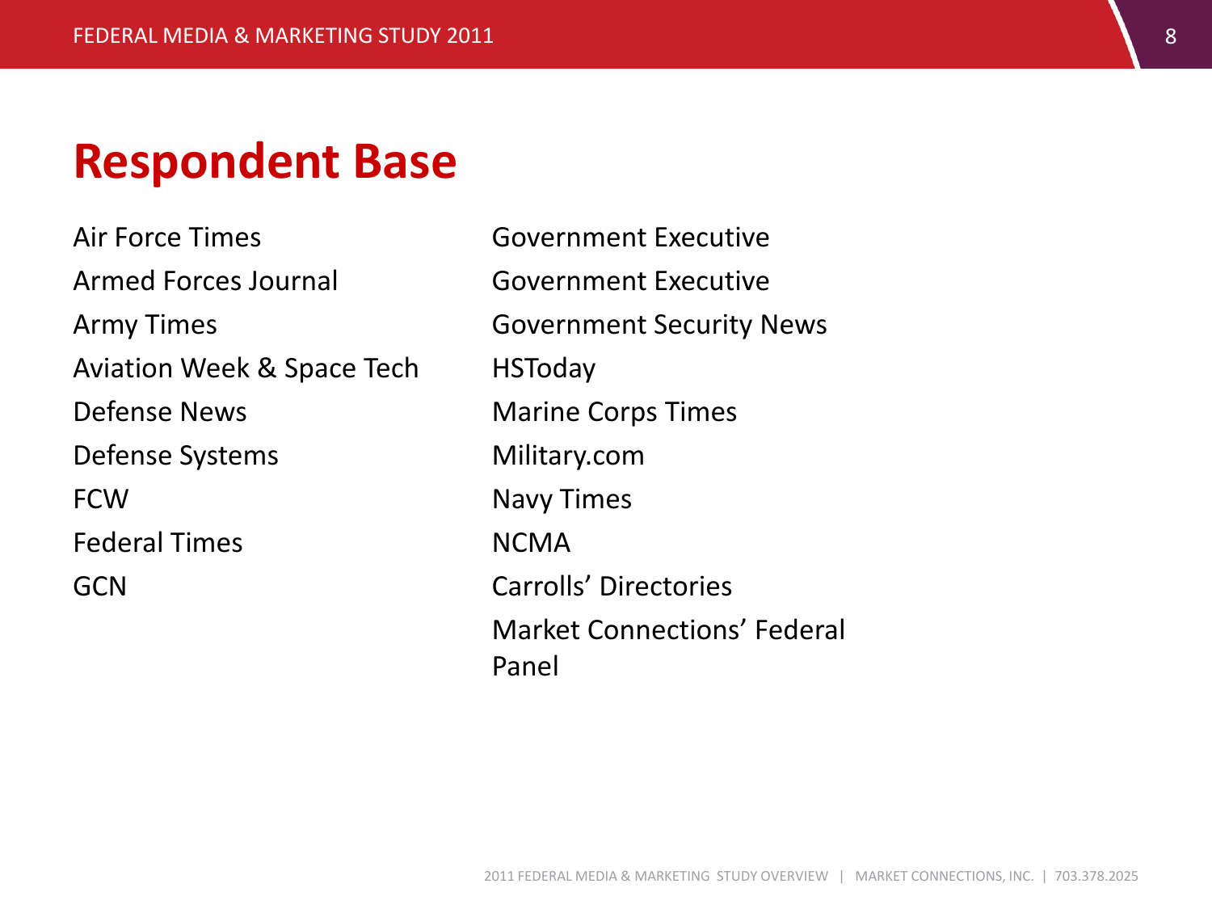# Respondent Base

- Air Force Times
- Armed Forces Journal
- Army Times
- Aviation Week & Space Tech
- Defense News
- Defense Systems
- FCW
- Federal Times
- GCN
- Government Executive
- Government Executive
- Government Security News
- HSToday
- Marine Corps Times
- Military.com
- Navy Times
- NCMA
- Carrolls' Directories
- Market Connections' Federal Panel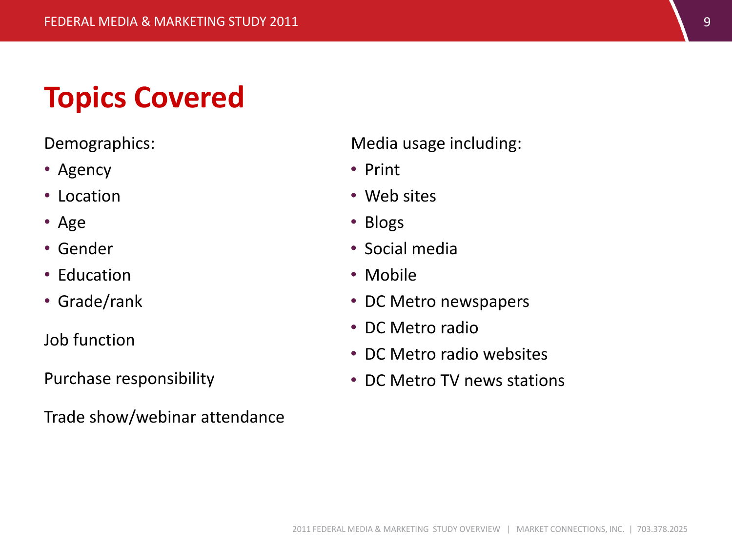# Topics Covered

Demographics:

- Agency
- Location
- Age
- Gender
- Education
- Grade/rank

Job function

Purchase responsibility

Trade show/webinar attendance

Media usage including:

- Print
- Web sites
- Blogs
- Social media
- Mobile
- DC Metro newspapers
- DC Metro radio
- DC Metro radio websites
- DC Metro TV news stations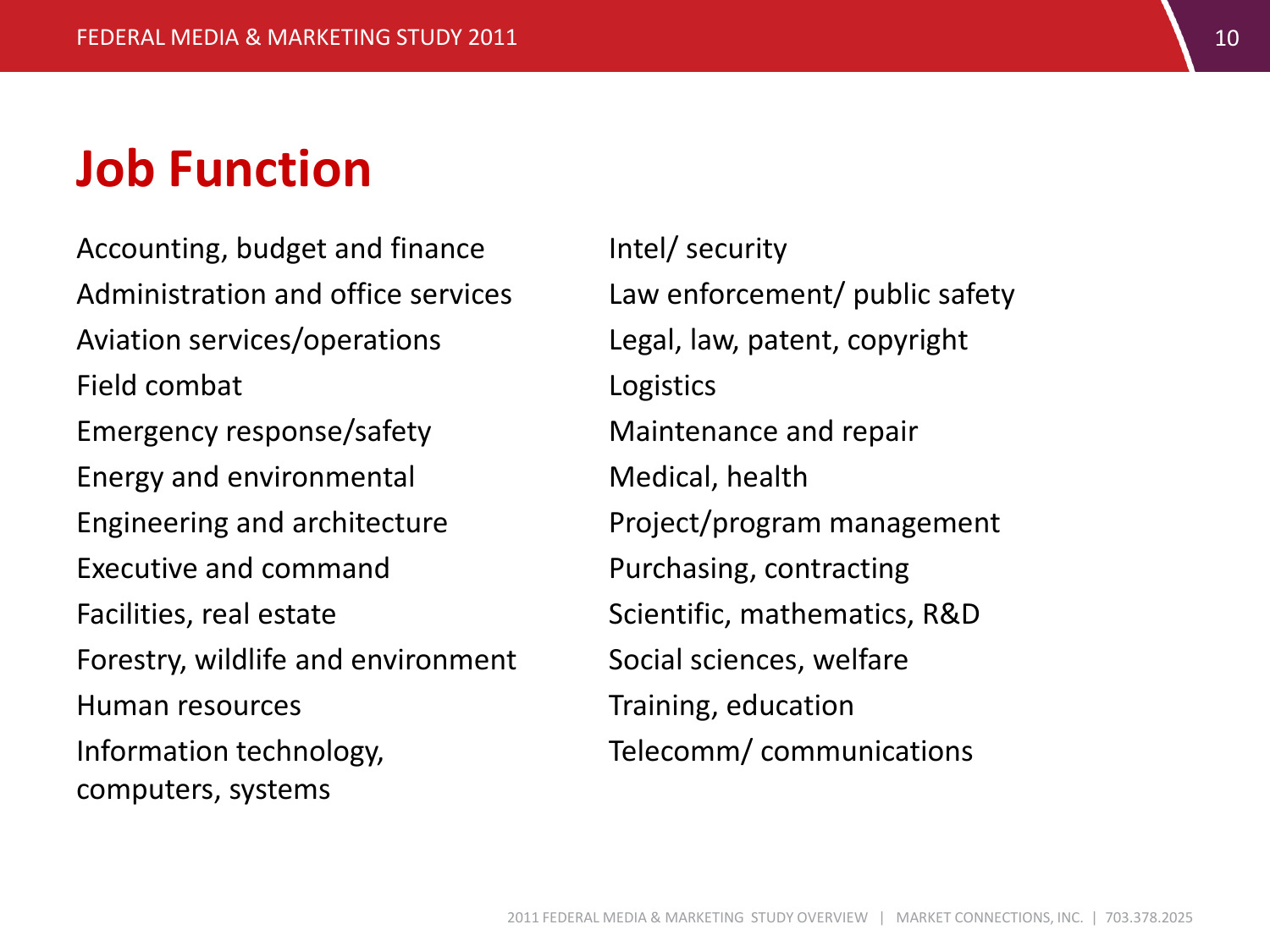# Job Function

Accounting, budget and finance
Administration and office services
Aviation services/operations
Field combat
Emergency response/safety
Energy and environmental
Engineering and architecture
Executive and command
Facilities, real estate
Forestry, wildlife and environment
Human resources
Information technology, computers, systems

Intel/ security
Law enforcement/ public safety
Legal, law, patent, copyright
Logistics
Maintenance and repair
Medical, health
Project/program management
Purchasing, contracting
Scientific, mathematics, R&D
Social sciences, welfare
Training, education
Telecomm/ communications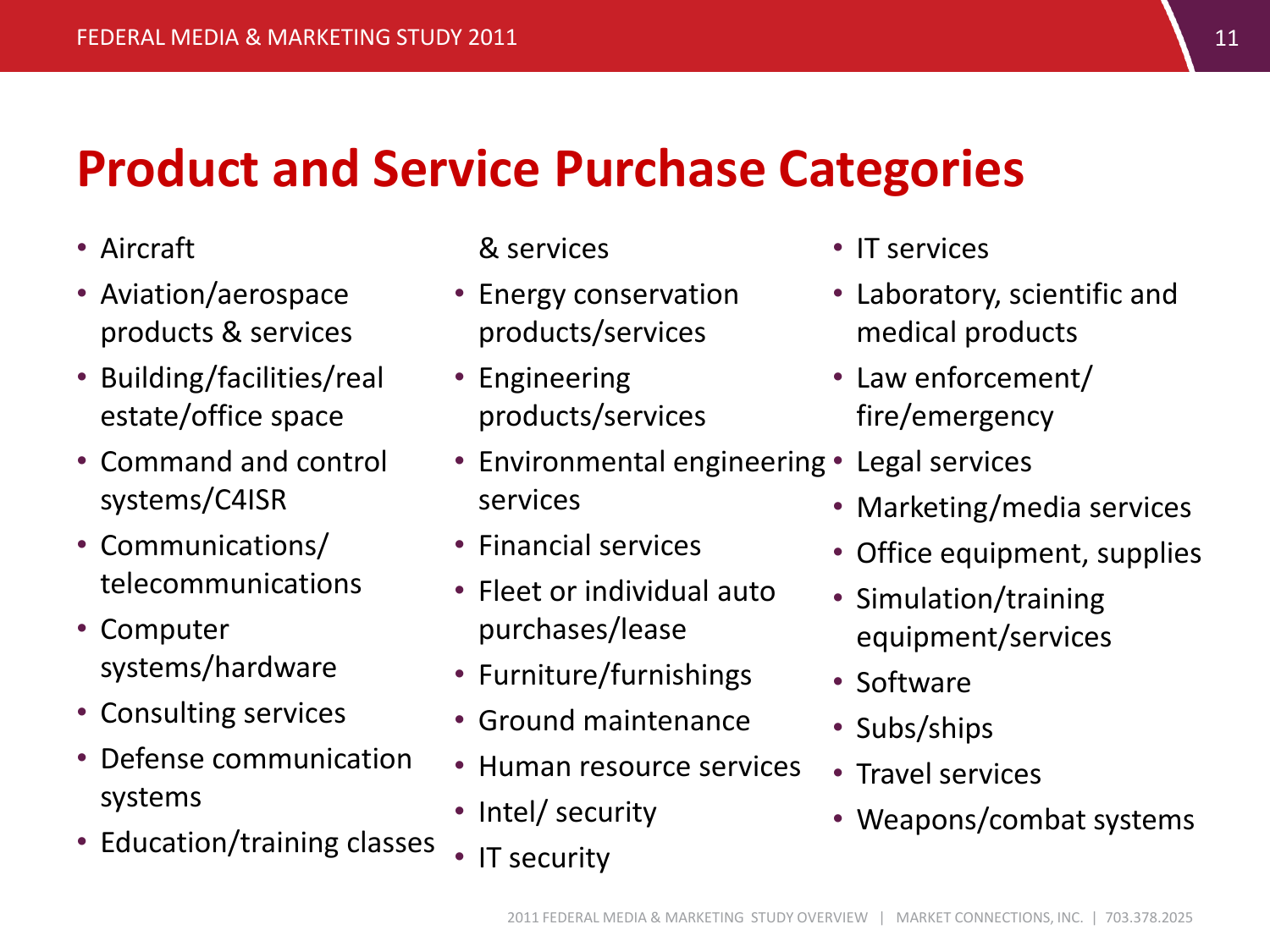# Product and Service Purchase Categories

- Aircraft
- Aviation/aerospace products & services
- Building/facilities/real estate/office space
- Command and control systems/C4ISR
- Communications/ telecommunications
- Computer systems/hardware
- Consulting services
- Defense communication systems
- Education/training classes & services
- Energy conservation products/services
- Engineering products/services
- Environmental engineering services
- Financial services
- Fleet or individual auto purchases/lease
- Furniture/furnishings
- Ground maintenance
- Human resource services
- Intel/ security
- IT security
- IT services
- Laboratory, scientific and medical products
- Law enforcement/ fire/emergency
- Legal services
- Marketing/media services
- Office equipment, supplies
- Simulation/training equipment/services
- Software
- Subs/ships
- Travel services
- Weapons/combat systems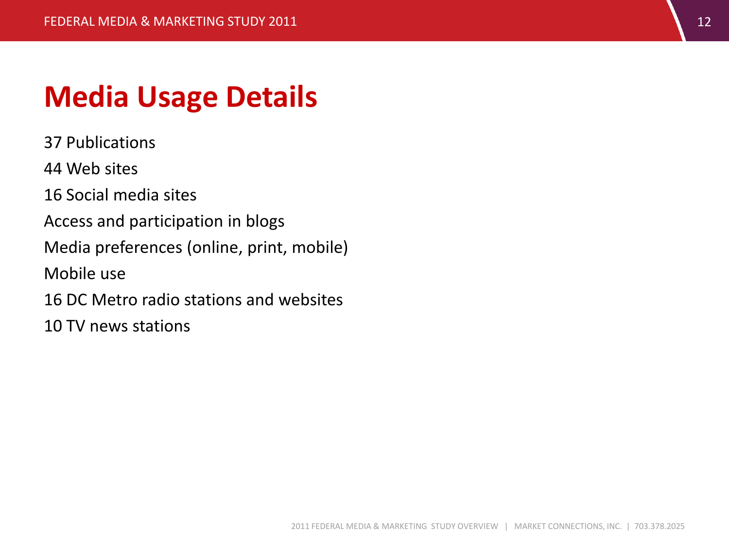# Media Usage Details

37 Publications

44 Web sites

16 Social media sites

Access and participation in blogs

Media preferences (online, print, mobile)

Mobile use

16 DC Metro radio stations and websites

10 TV news stations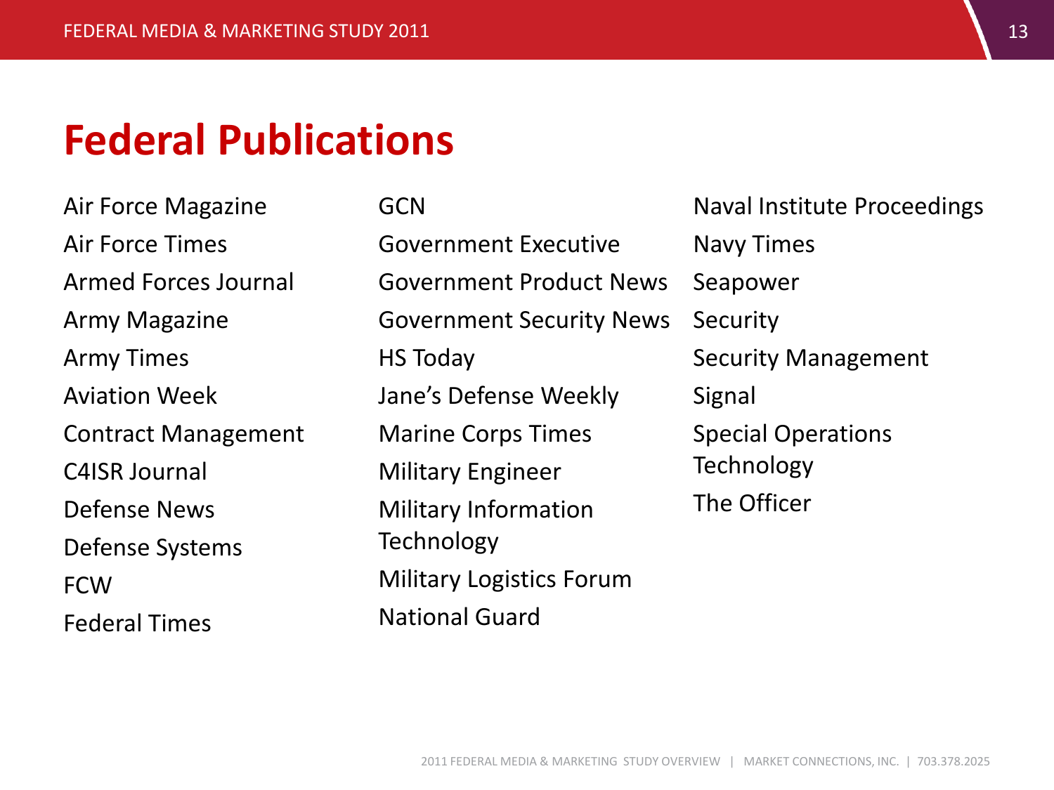# Federal Publications

Air Force Magazine
Air Force Times
Armed Forces Journal
Army Magazine
Army Times
Aviation Week
Contract Management
C4ISR Journal
Defense News
Defense Systems
FCW
Federal Times

GCN
Government Executive
Government Product News
Government Security News
HS Today
Jane's Defense Weekly
Marine Corps Times
Military Engineer
Military Information Technology
Military Logistics Forum
National Guard

Naval Institute Proceedings
Navy Times
Seapower
Security
Security Management
Signal
Special Operations Technology
The Officer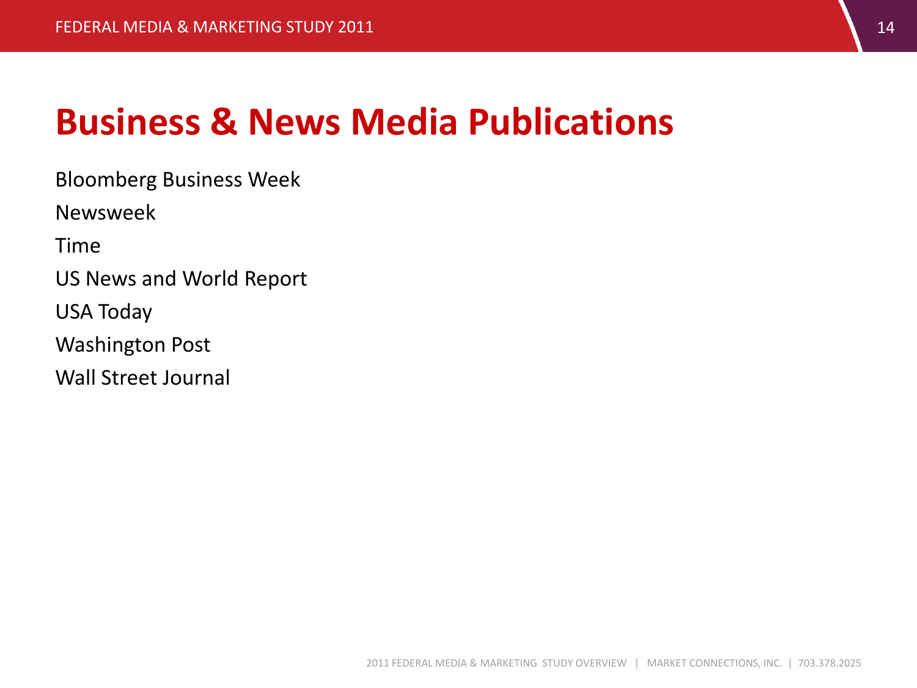# Business & News Media Publications

Bloomberg Business Week

Newsweek

Time

US News and World Report

USA Today

Washington Post

Wall Street Journal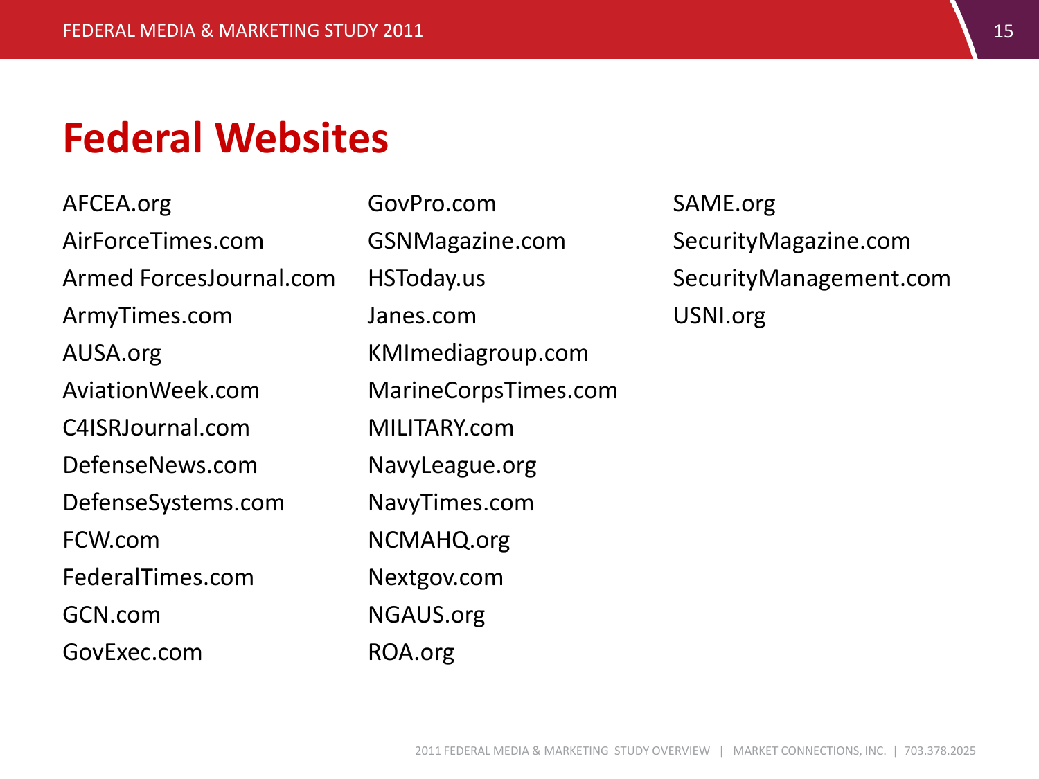# Federal Websites

AFCEA.org
AirForceTimes.com
Armed ForcesJournal.com
ArmyTimes.com
AUSA.org
AviationWeek.com
C4ISRJournal.com
DefenseNews.com
DefenseSystems.com
FCW.com
FederalTimes.com
GCN.com
GovExec.com
GovPro.com
GSNMagazine.com
HSToday.us
Janes.com
KMImediagroup.com
MarineCorpsTimes.com
MILITARY.com
NavyLeague.org
NavyTimes.com
NCMAHQ.org
Nextgov.com
NGAUS.org
ROA.org
SAME.org
SecurityMagazine.com
SecurityManagement.com
USNI.org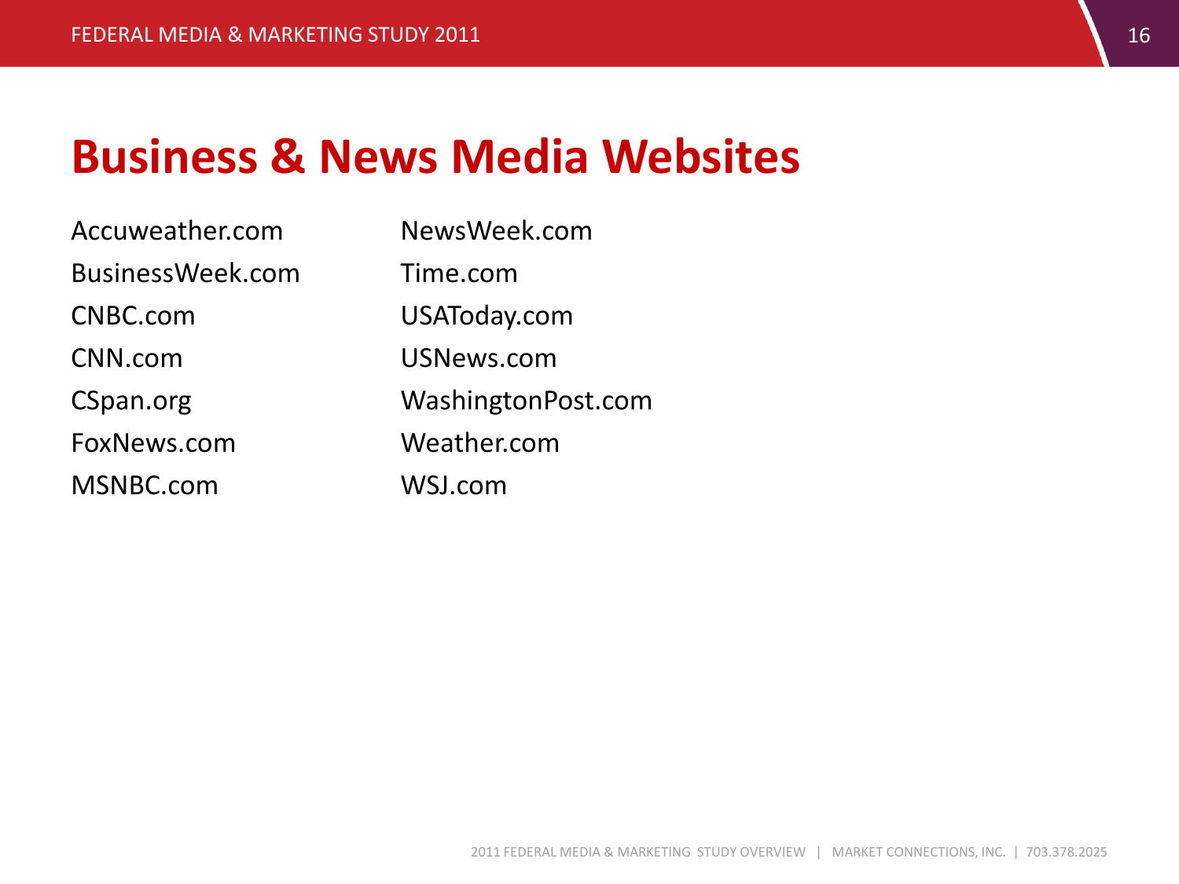# Business & News Media Websites

Accuweather.com
BusinessWeek.com
CNBC.com
CNN.com
CSpan.org
FoxNews.com
MSNBC.com
NewsWeek.com
Time.com
USAToday.com
USNews.com
WashingtonPost.com
Weather.com
WSJ.com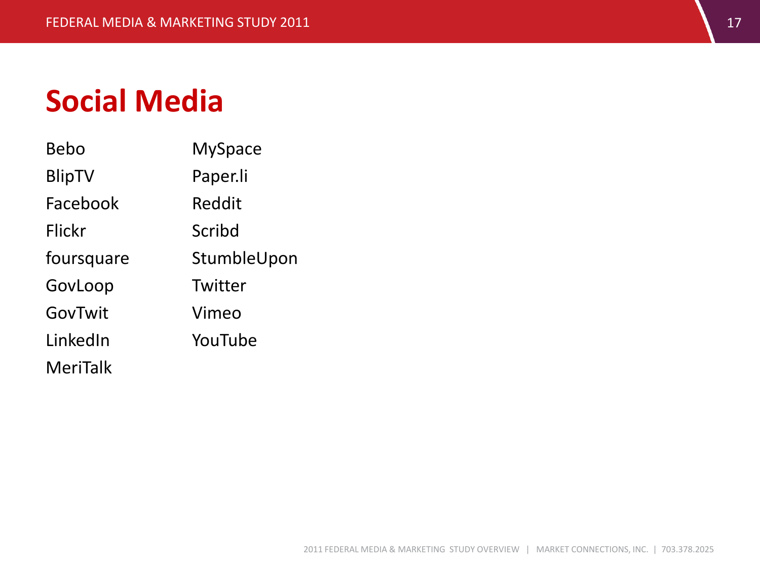# Social Media

- Bebo
- BlipTV
- Facebook
- Flickr
- foursquare
- GovLoop
- GovTwit
- LinkedIn
- MeriTalk
- MySpace
- Paper.li
- Reddit
- Scribd
- StumbleUpon
- Twitter
- Vimeo
- YouTube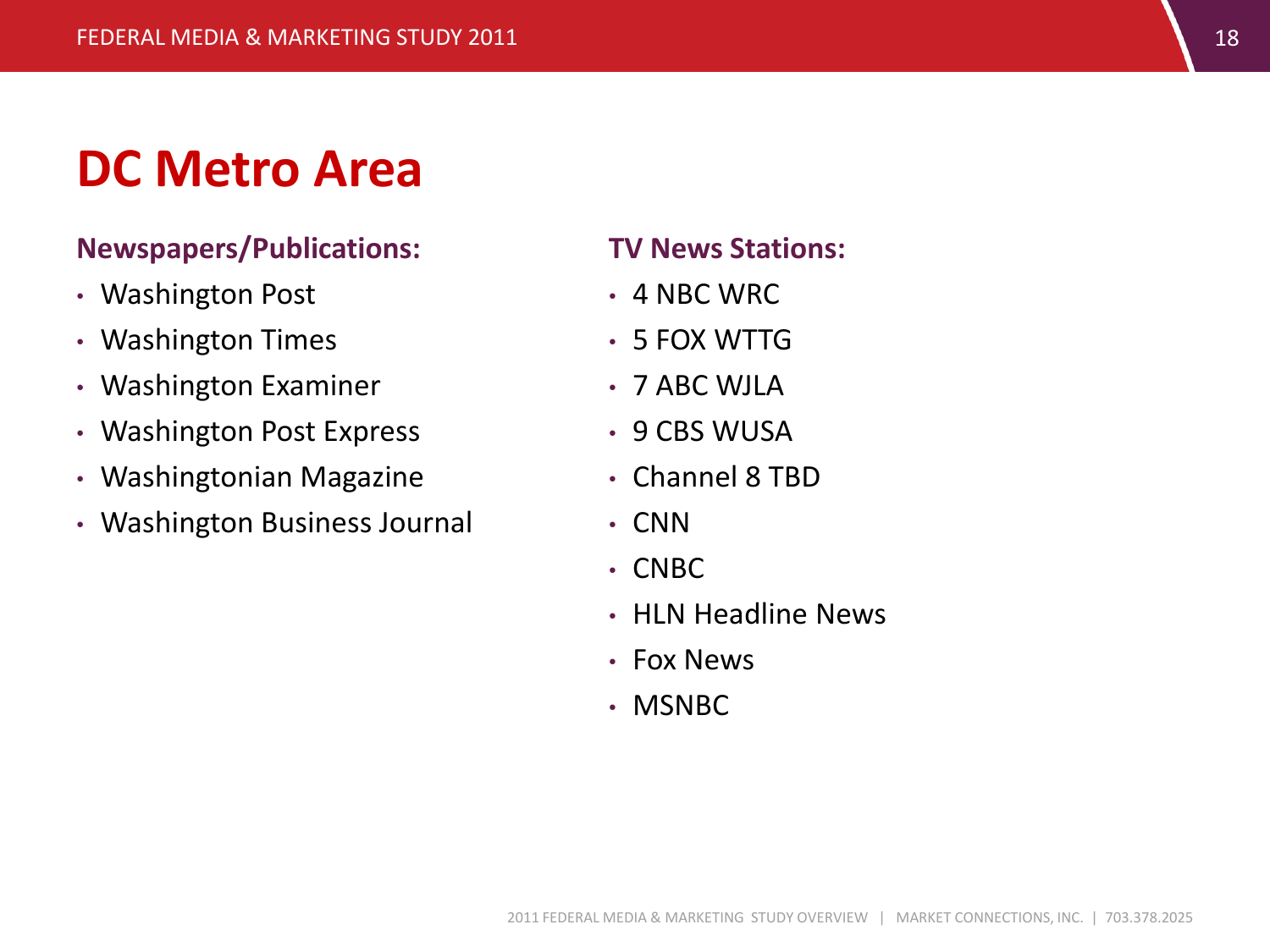# DC Metro Area

### Newspapers/Publications:

- Washington Post
- Washington Times
- Washington Examiner
- Washington Post Express
- Washingtonian Magazine
- Washington Business Journal

### TV News Stations:

- 4 NBC WRC
- 5 FOX WTTG
- 7 ABC WJLA
- 9 CBS WUSA
- Channel 8 TBD
- CNN
- CNBC
- HLN Headline News
- Fox News
- MSNBC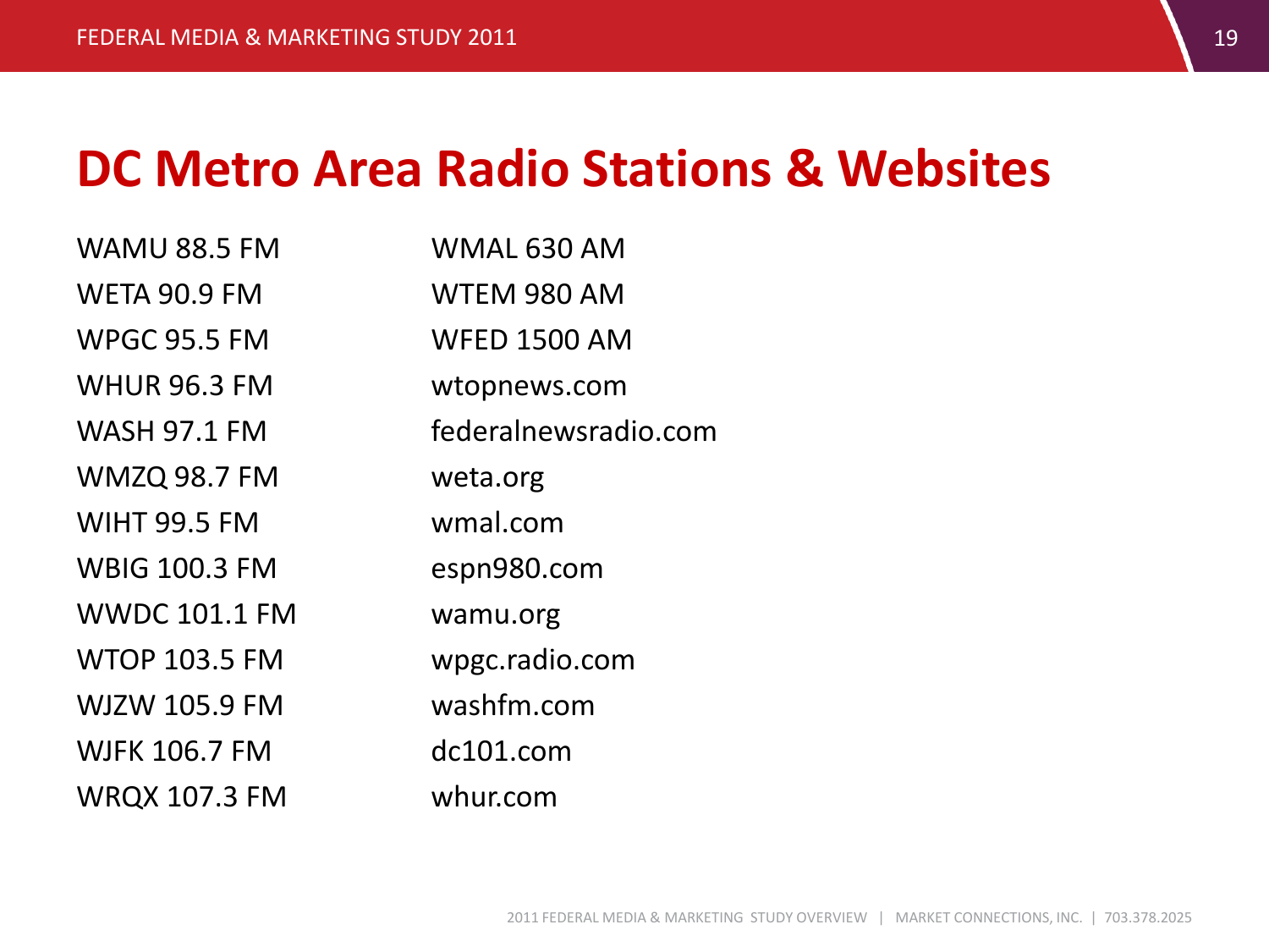# DC Metro Area Radio Stations & Websites

- WAMU 88.5 FM
- WETA 90.9 FM
- WPGC 95.5 FM
- WHUR 96.3 FM
- WASH 97.1 FM
- WMZQ 98.7 FM
- WIHT 99.5 FM
- WBIG 100.3 FM
- WWDC 101.1 FM
- WTOP 103.5 FM
- WJZW 105.9 FM
- WJFK 106.7 FM
- WRQX 107.3 FM
- WMAL 630 AM
- WTEM 980 AM
- WFED 1500 AM
- wtopnews.com
- federalnewsradio.com
- weta.org
- wmal.com
- espn980.com
- wamu.org
- wpgc.radio.com
- washfm.com
- dc101.com
- whur.com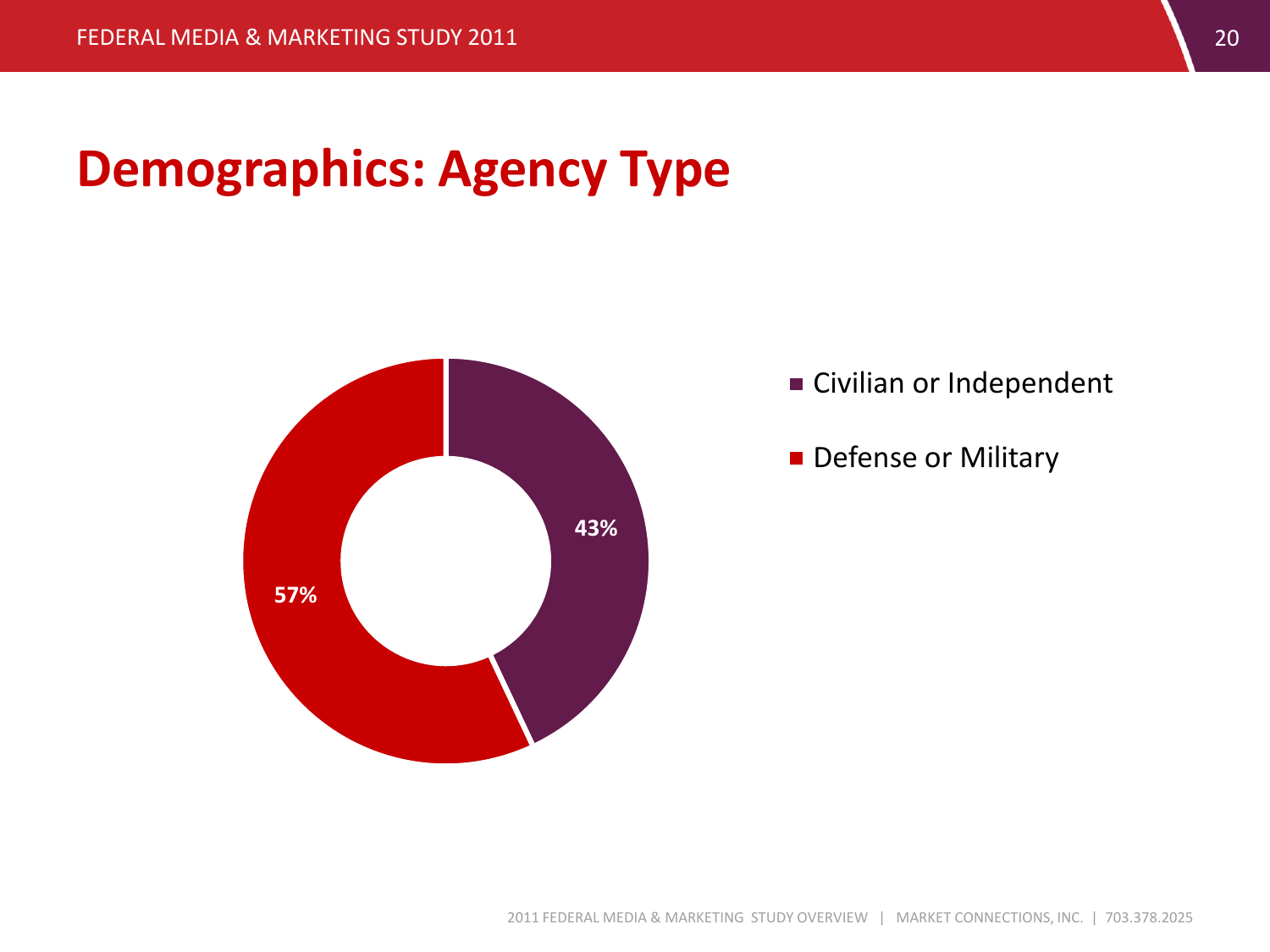# Demographics: Agency Type

| Agency Type | Percentage |
|---|---|
| Civilian or Independent | 43% |
| Defense or Military | 57% |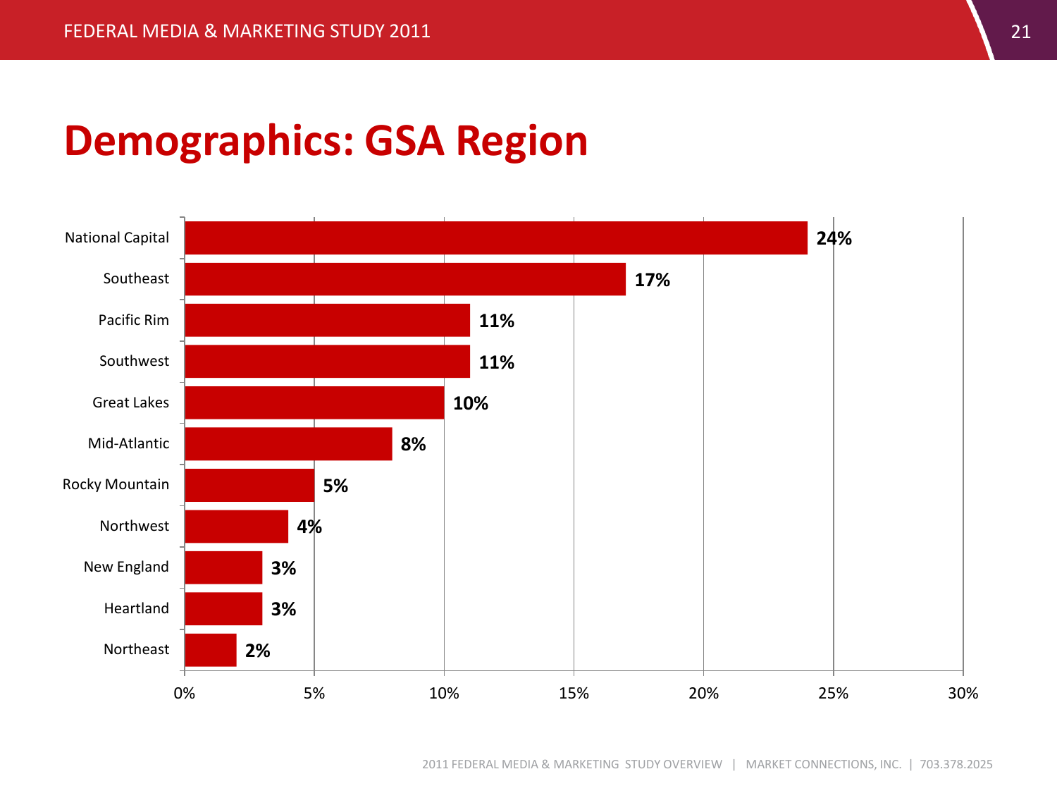# Demographics: GSA Region

| GSA Region | Percent |
| --- | --- |
| National Capital | 24% |
| Southeast | 17% |
| Pacific Rim | 11% |
| Southwest | 11% |
| Great Lakes | 10% |
| Mid-Atlantic | 8% |
| Rocky Mountain | 5% |
| Northwest | 4% |
| New England | 3% |
| Heartland | 3% |
| Northeast | 2% |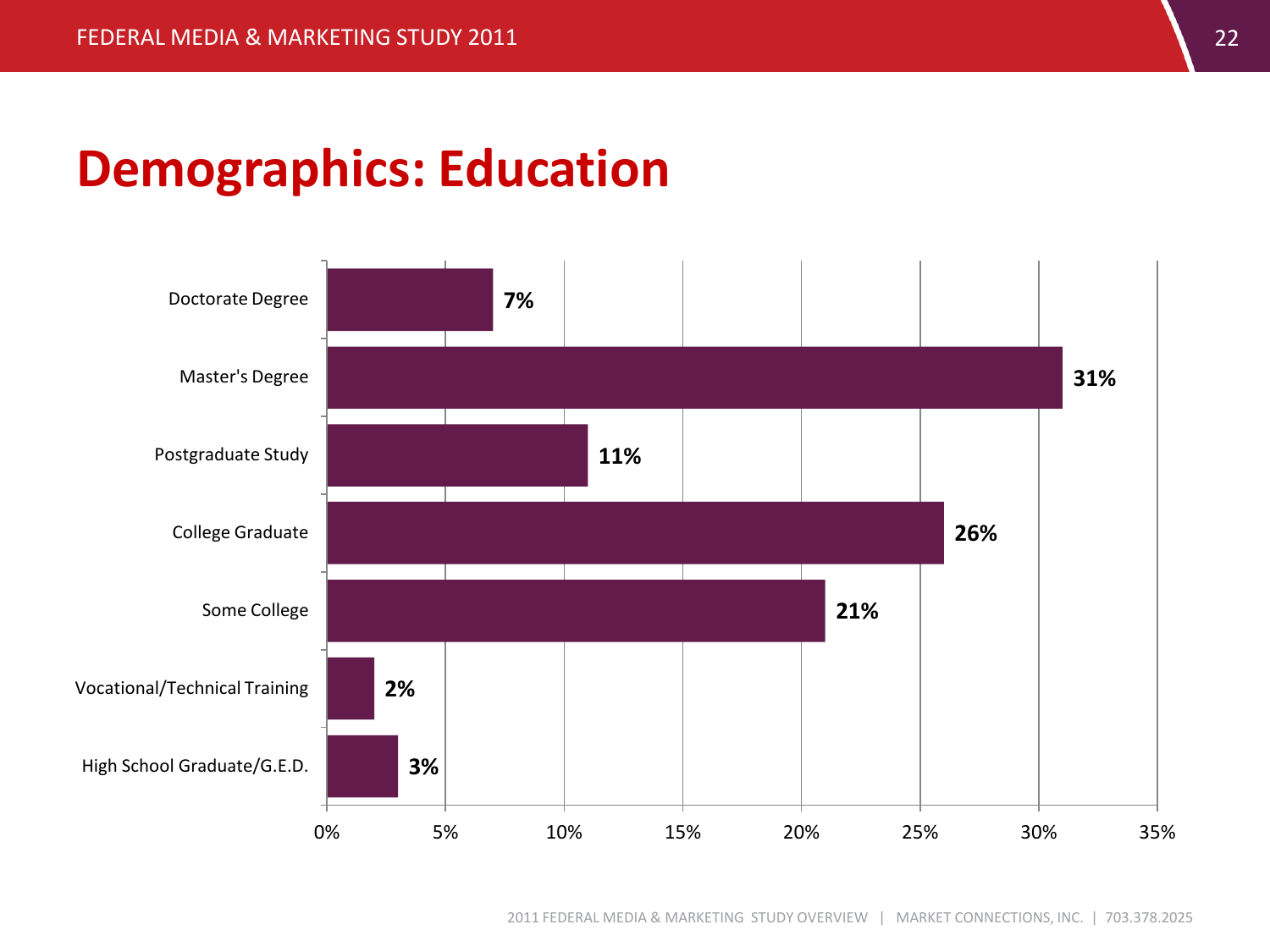# Demographics: Education

| Education | Percentage |
|---|---|
| Doctorate Degree | 7% |
| Master's Degree | 31% |
| Postgraduate Study | 11% |
| College Graduate | 26% |
| Some College | 21% |
| Vocational/Technical Training | 2% |
| High School Graduate/G.E.D. | 3% |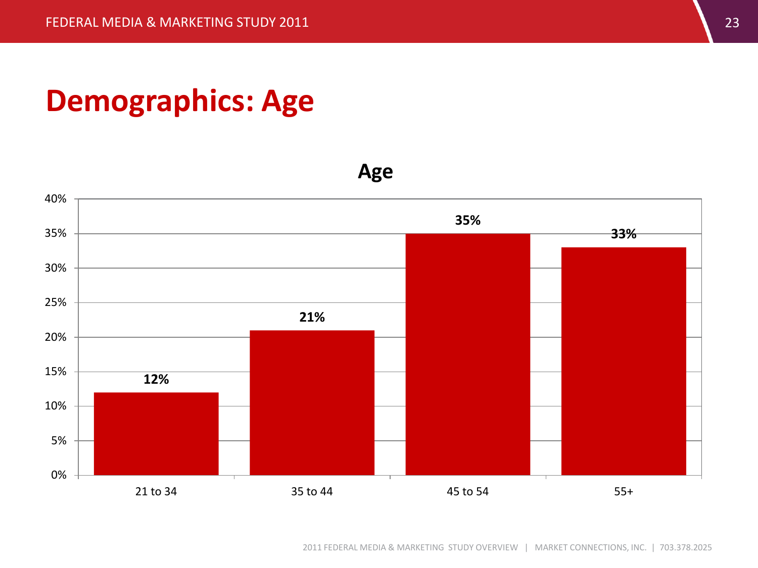# Demographics: Age

**Age**

| Age | Percent |
|---|---|
| 21 to 34 | 12% |
| 35 to 44 | 21% |
| 45 to 54 | 35% |
| 55+ | 33% |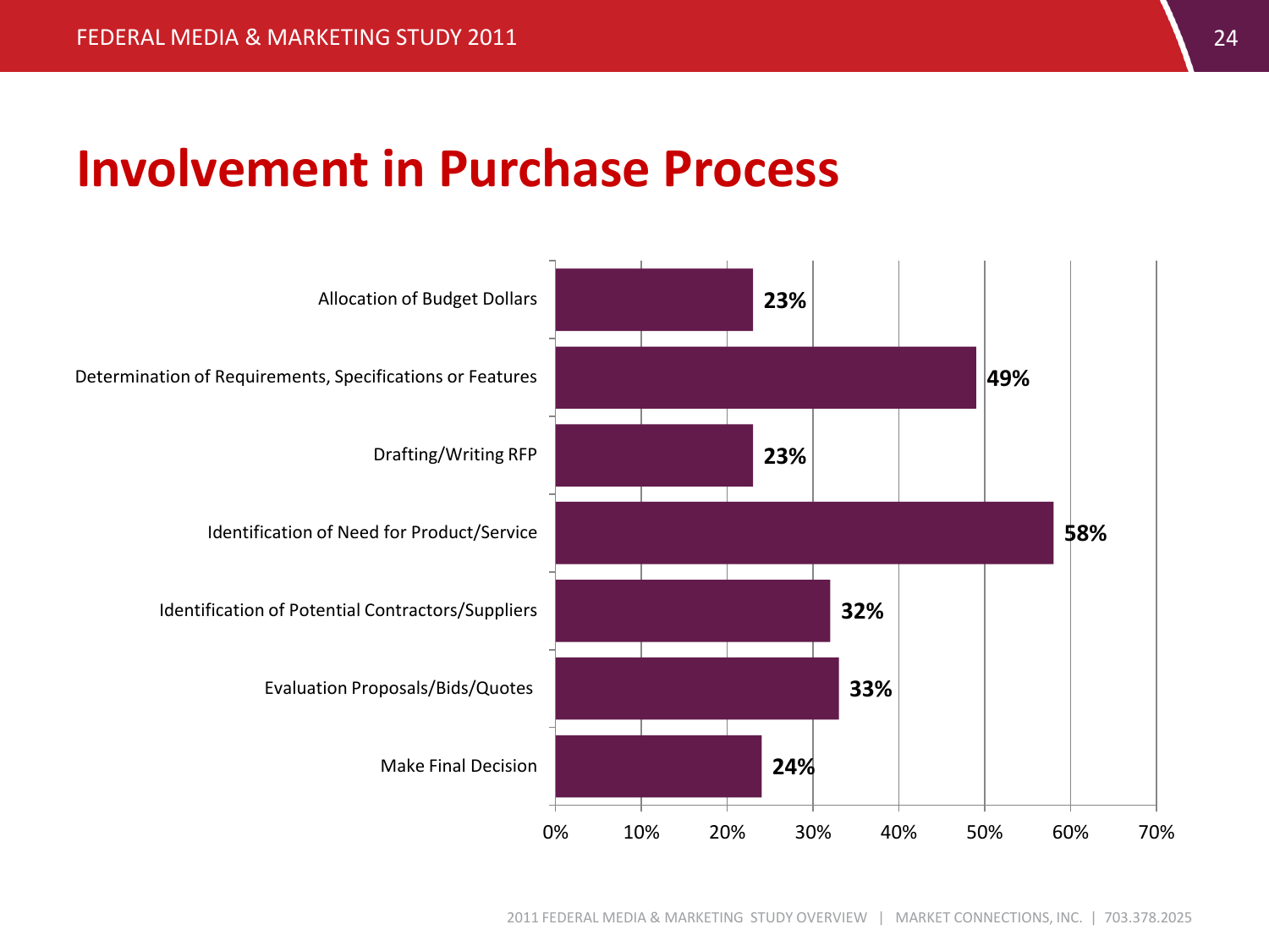# Involvement in Purchase Process

| Activity | Percentage |
| --- | --- |
| Allocation of Budget Dollars | 23% |
| Determination of Requirements, Specifications or Features | 49% |
| Drafting/Writing RFP | 23% |
| Identification of Need for Product/Service | 58% |
| Identification of Potential Contractors/Suppliers | 32% |
| Evaluation Proposals/Bids/Quotes | 33% |
| Make Final Decision | 24% |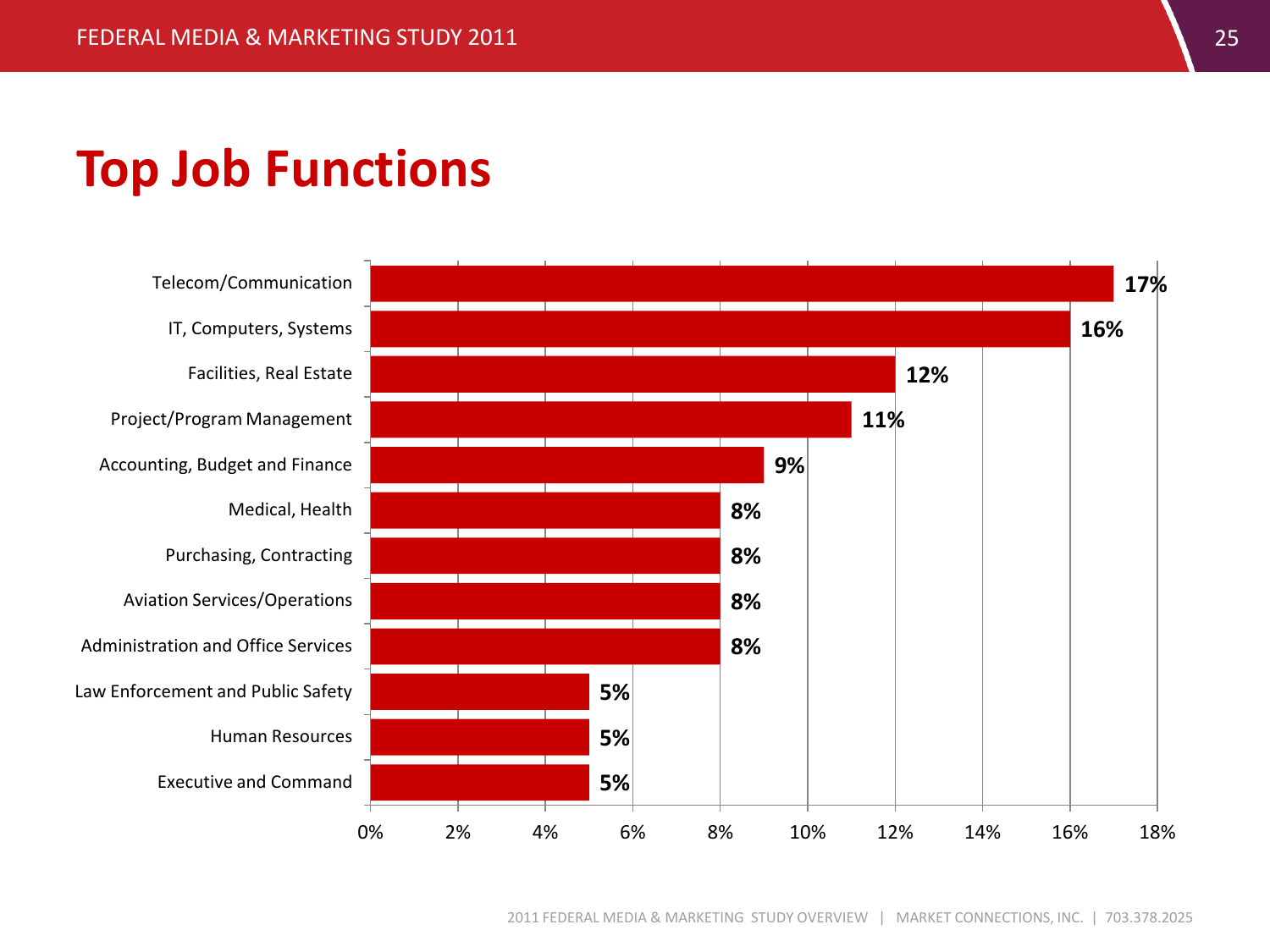# Top Job Functions

| Job Function | Percentage |
| --- | --- |
| Telecom/Communication | 17% |
| IT, Computers, Systems | 16% |
| Facilities, Real Estate | 12% |
| Project/Program Management | 11% |
| Accounting, Budget and Finance | 9% |
| Medical, Health | 8% |
| Purchasing, Contracting | 8% |
| Aviation Services/Operations | 8% |
| Administration and Office Services | 8% |
| Law Enforcement and Public Safety | 5% |
| Human Resources | 5% |
| Executive and Command | 5% |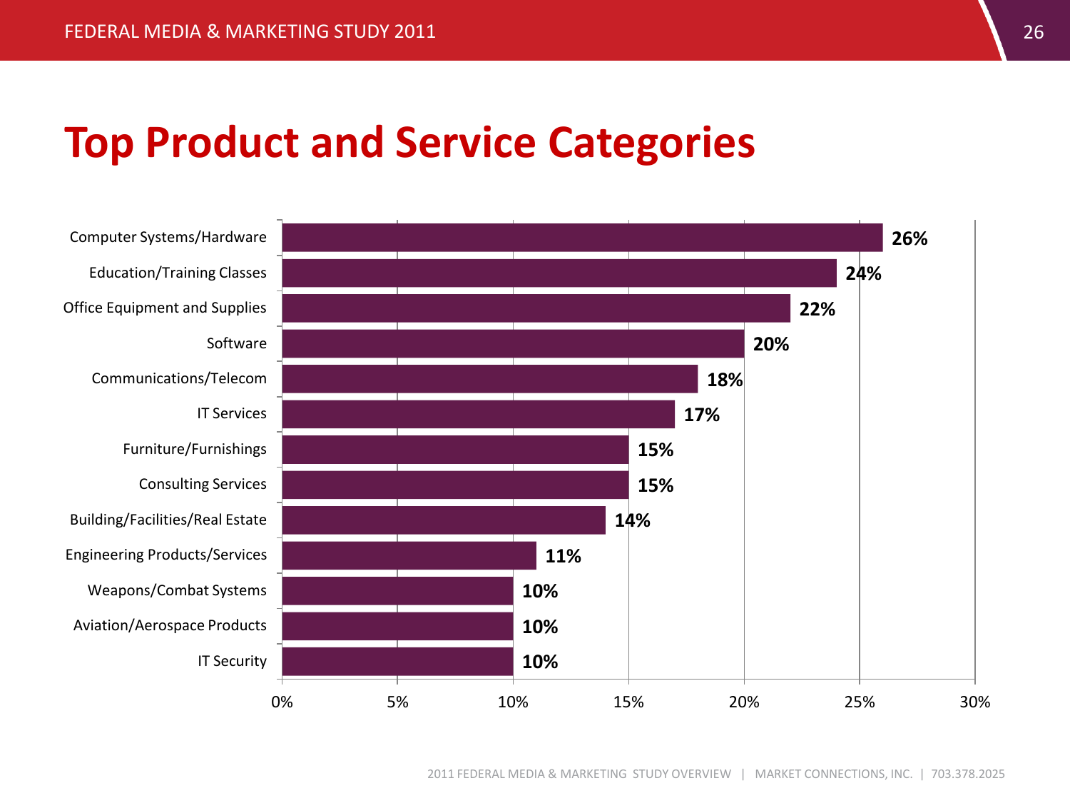# Top Product and Service Categories

| Category | Percentage |
|---|---|
| Computer Systems/Hardware | 26% |
| Education/Training Classes | 24% |
| Office Equipment and Supplies | 22% |
| Software | 20% |
| Communications/Telecom | 18% |
| IT Services | 17% |
| Furniture/Furnishings | 15% |
| Consulting Services | 15% |
| Building/Facilities/Real Estate | 14% |
| Engineering Products/Services | 11% |
| Weapons/Combat Systems | 10% |
| Aviation/Aerospace Products | 10% |
| IT Security | 10% |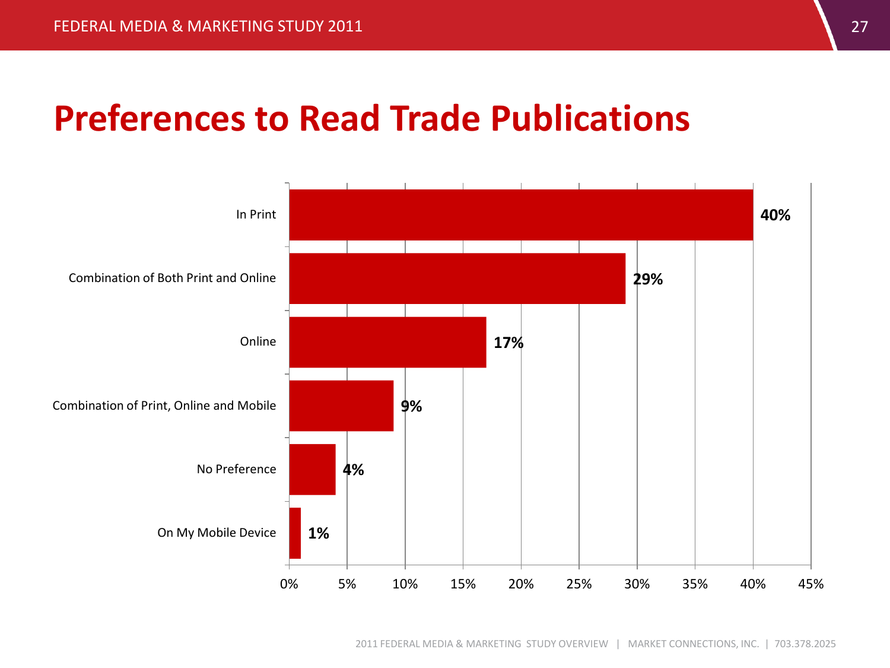# Preferences to Read Trade Publications

| Preference | Percentage |
|---|---|
| In Print | 40% |
| Combination of Both Print and Online | 29% |
| Online | 17% |
| Combination of Print, Online and Mobile | 9% |
| No Preference | 4% |
| On My Mobile Device | 1% |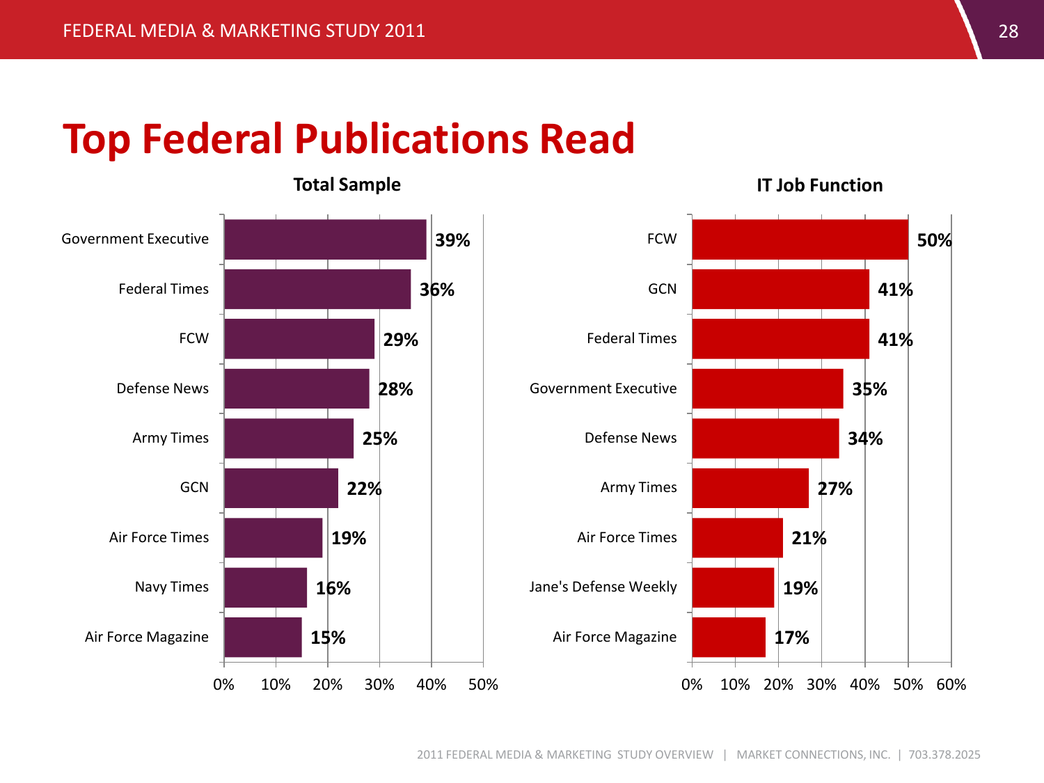# Top Federal Publications Read

**Total Sample**

| Publication | % |
|---|---|
| Government Executive | 39% |
| Federal Times | 36% |
| FCW | 29% |
| Defense News | 28% |
| Army Times | 25% |
| GCN | 22% |
| Air Force Times | 19% |
| Navy Times | 16% |
| Air Force Magazine | 15% |

**IT Job Function**

| Publication | % |
|---|---|
| FCW | 50% |
| GCN | 41% |
| Federal Times | 41% |
| Government Executive | 35% |
| Defense News | 34% |
| Army Times | 27% |
| Air Force Times | 21% |
| Jane's Defense Weekly | 19% |
| Air Force Magazine | 17% |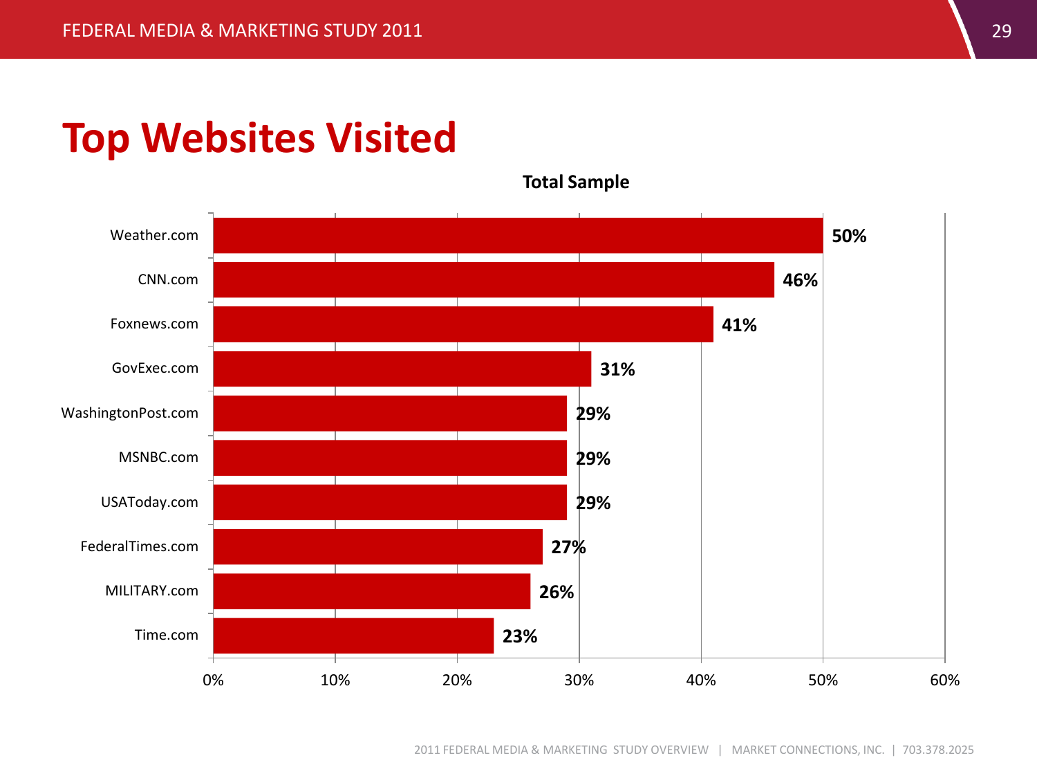# Top Websites Visited

**Total Sample**

| Website | Percentage |
|---|---|
| Weather.com | 50% |
| CNN.com | 46% |
| Foxnews.com | 41% |
| GovExec.com | 31% |
| WashingtonPost.com | 29% |
| MSNBC.com | 29% |
| USAToday.com | 29% |
| FederalTimes.com | 27% |
| MILITARY.com | 26% |
| Time.com | 23% |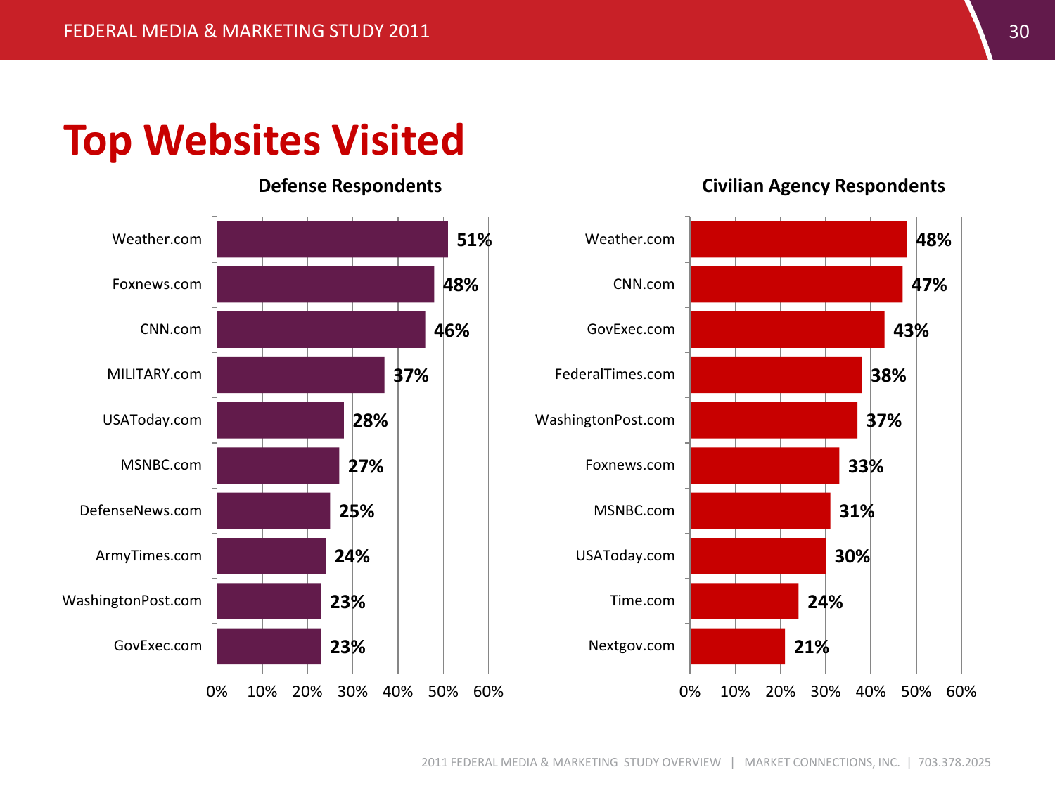# Top Websites Visited

### Defense Respondents

| Website | Percentage |
| --- | --- |
| Weather.com | 51% |
| Foxnews.com | 48% |
| CNN.com | 46% |
| MILITARY.com | 37% |
| USAToday.com | 28% |
| MSNBC.com | 27% |
| DefenseNews.com | 25% |
| ArmyTimes.com | 24% |
| WashingtonPost.com | 23% |
| GovExec.com | 23% |

### Civilian Agency Respondents

| Website | Percentage |
| --- | --- |
| Weather.com | 48% |
| CNN.com | 47% |
| GovExec.com | 43% |
| FederalTimes.com | 38% |
| WashingtonPost.com | 37% |
| Foxnews.com | 33% |
| MSNBC.com | 31% |
| USAToday.com | 30% |
| Time.com | 24% |
| Nextgov.com | 21% |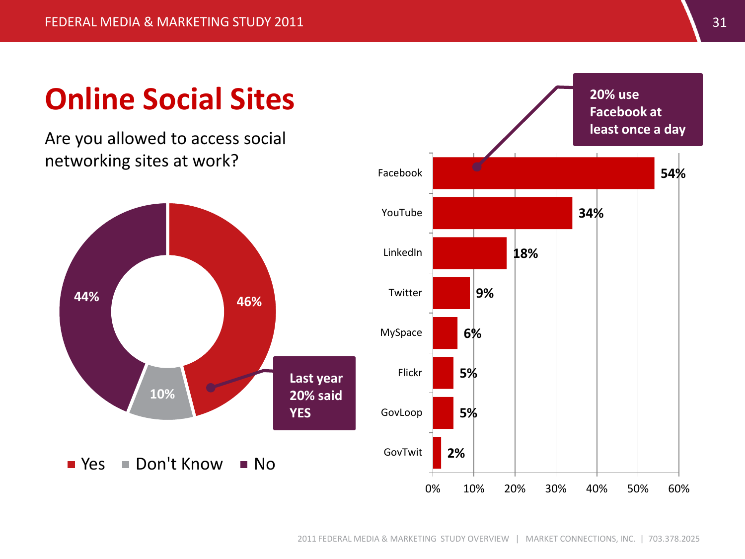# Online Social Sites

Are you allowed to access social networking sites at work?

| Response | Percentage |
|---|---|
| Yes | 46% |
| Don't Know | 10% |
| No | 44% |

Last year 20% said YES

| Site | Percentage |
|---|---|
| Facebook | 54% |
| YouTube | 34% |
| LinkedIn | 18% |
| Twitter | 9% |
| MySpace | 6% |
| Flickr | 5% |
| GovLoop | 5% |
| GovTwit | 2% |

20% use Facebook at least once a day

2011 FEDERAL MEDIA & MARKETING STUDY OVERVIEW | MARKET CONNECTIONS, INC. | 703.378.2025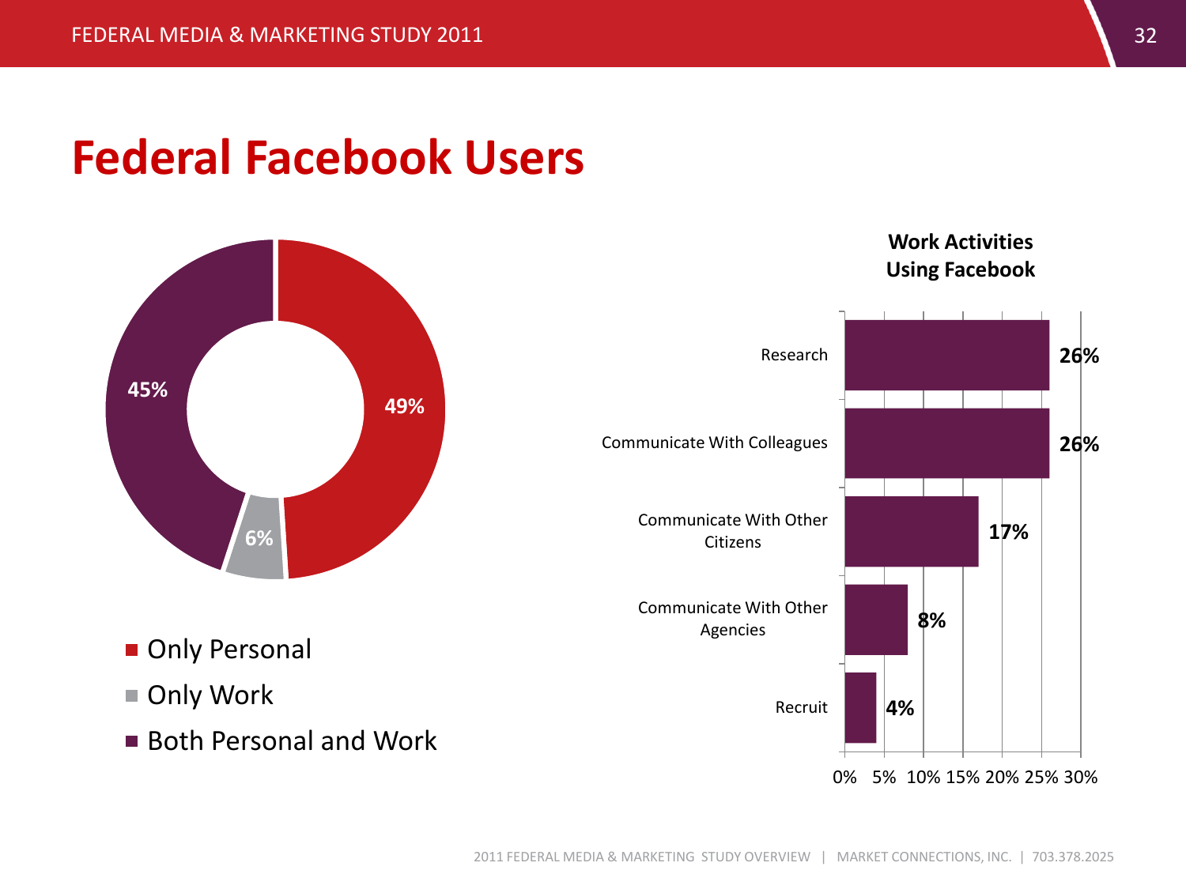# Federal Facebook Users

| Category | Percentage |
| --- | --- |
| Only Personal | 49% |
| Only Work | 6% |
| Both Personal and Work | 45% |

**Work Activities Using Facebook**

| Activity | Percentage |
| --- | --- |
| Research | 26% |
| Communicate With Colleagues | 26% |
| Communicate With Other Citizens | 17% |
| Communicate With Other Agencies | 8% |
| Recruit | 4% |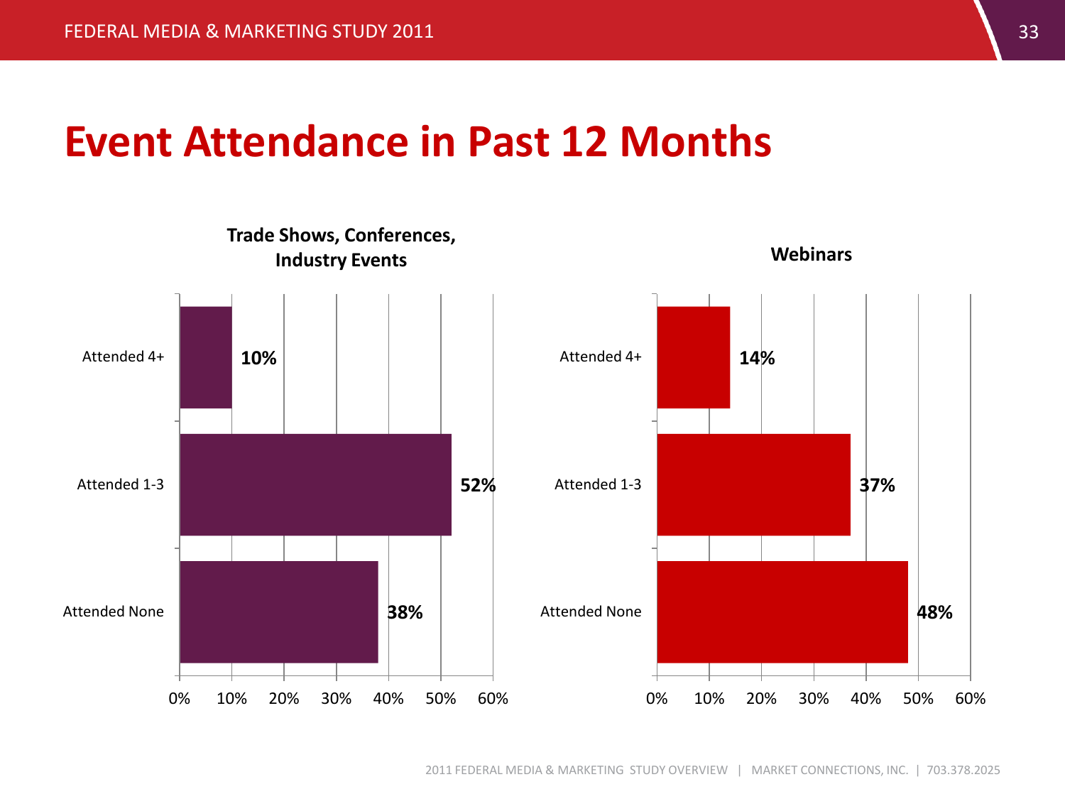# Event Attendance in Past 12 Months

### Trade Shows, Conferences, Industry Events

| | Percentage |
|---|---|
| Attended 4+ | 10% |
| Attended 1-3 | 52% |
| Attended None | 38% |

### Webinars

| | Percentage |
|---|---|
| Attended 4+ | 14% |
| Attended 1-3 | 37% |
| Attended None | 48% |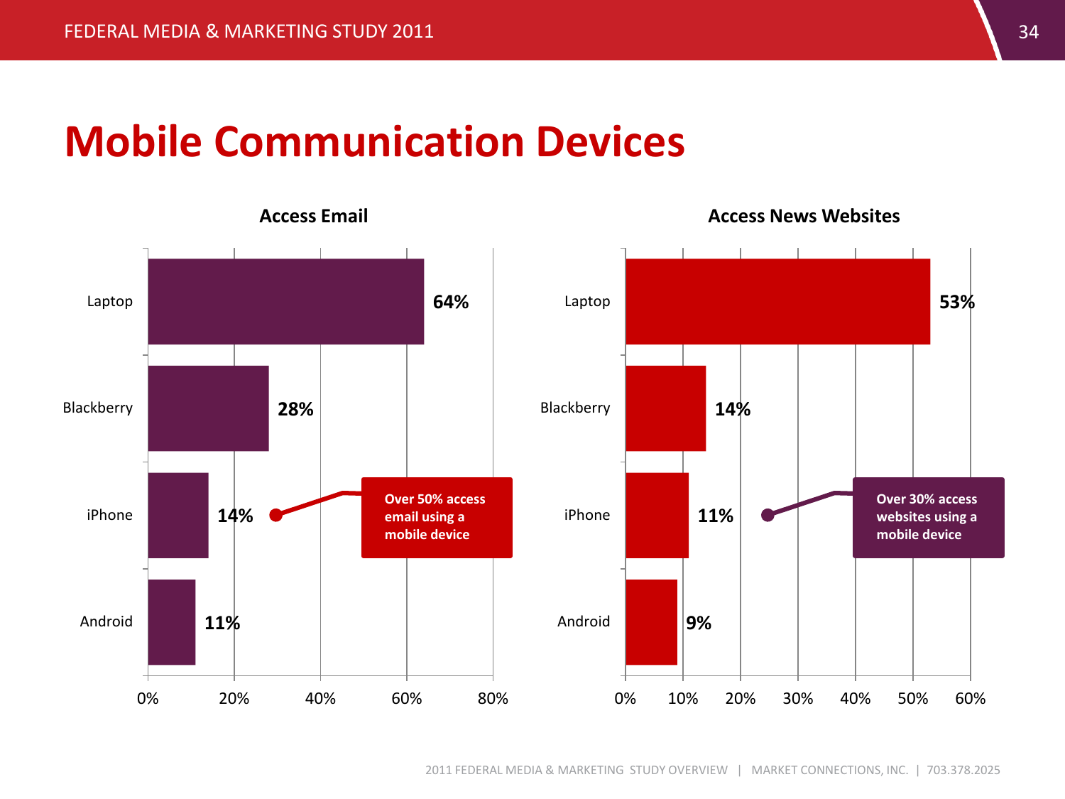# Mobile Communication Devices

### Access Email

| Device | Percentage |
|---|---|
| Laptop | 64% |
| Blackberry | 28% |
| iPhone | 14% |
| Android | 11% |

Over 50% access email using a mobile device

### Access News Websites

| Device | Percentage |
|---|---|
| Laptop | 53% |
| Blackberry | 14% |
| iPhone | 11% |
| Android | 9% |

Over 30% access websites using a mobile device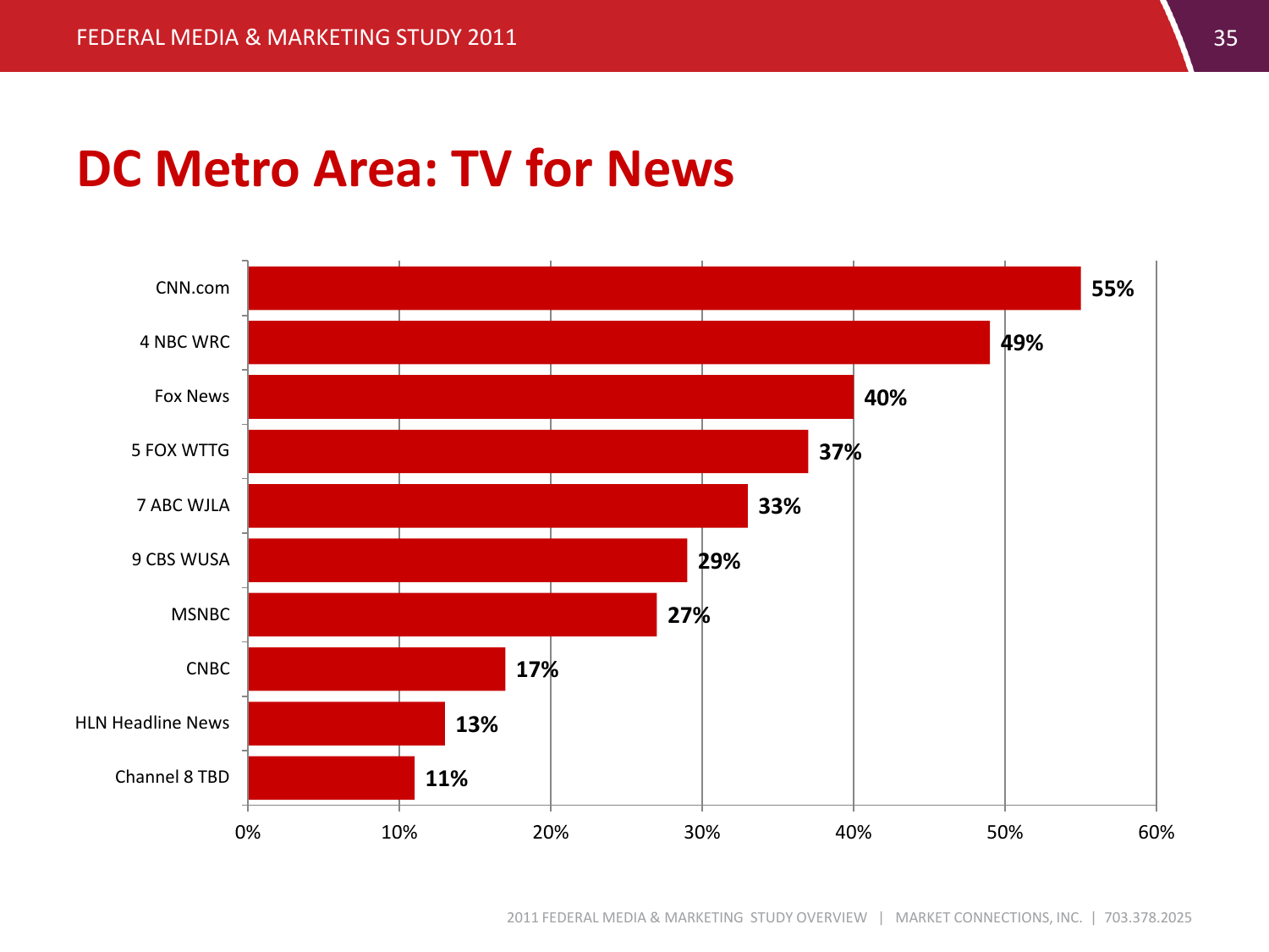# DC Metro Area: TV for News

| Source | Percentage |
|---|---|
| CNN.com | 55% |
| 4 NBC WRC | 49% |
| Fox News | 40% |
| 5 FOX WTTG | 37% |
| 7 ABC WJLA | 33% |
| 9 CBS WUSA | 29% |
| MSNBC | 27% |
| CNBC | 17% |
| HLN Headline News | 13% |
| Channel 8 TBD | 11% |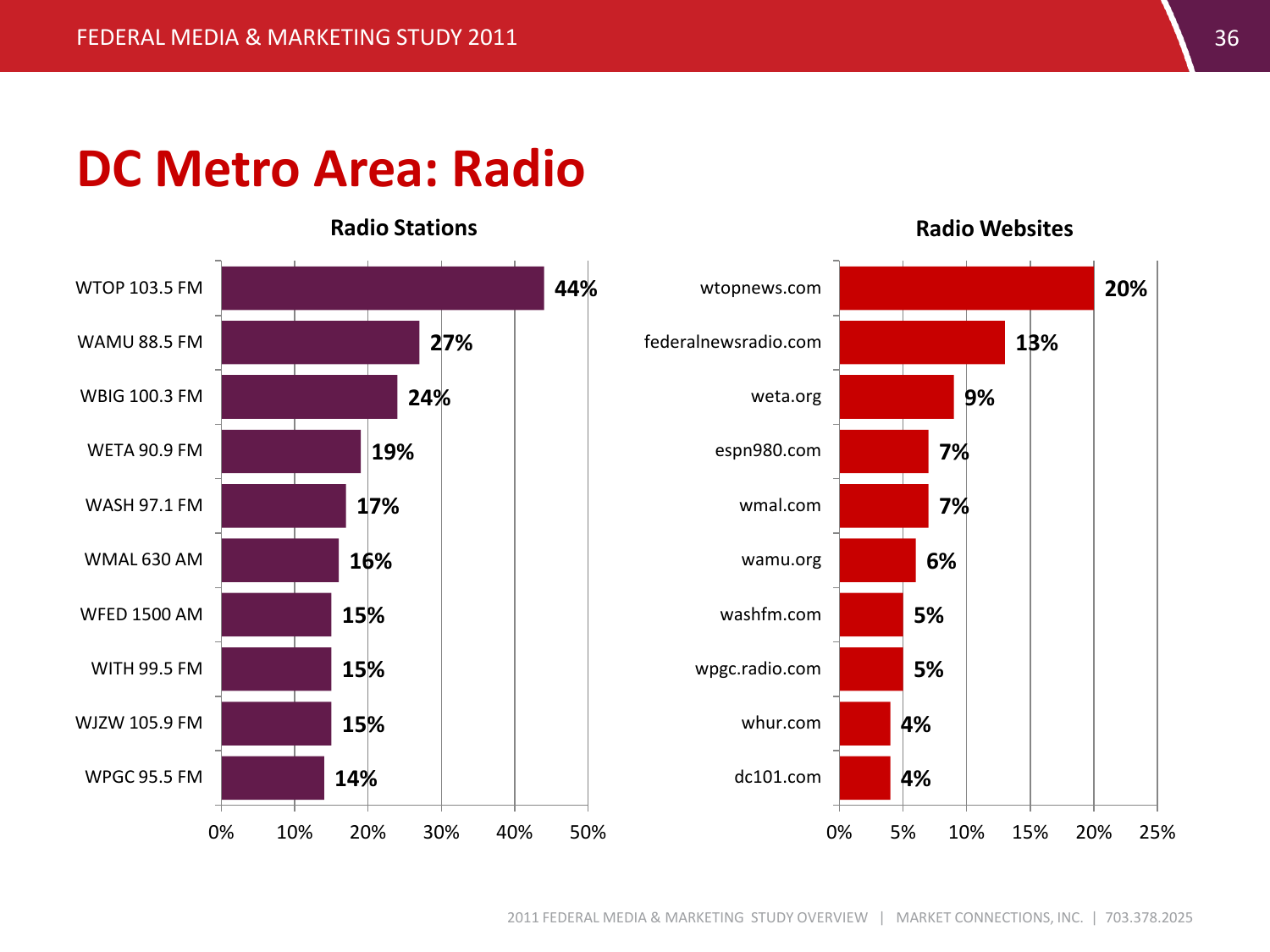# DC Metro Area: Radio

### Radio Stations

| Station | Percent |
|---|---|
| WTOP 103.5 FM | 44% |
| WAMU 88.5 FM | 27% |
| WBIG 100.3 FM | 24% |
| WETA 90.9 FM | 19% |
| WASH 97.1 FM | 17% |
| WMAL 630 AM | 16% |
| WFED 1500 AM | 15% |
| WITH 99.5 FM | 15% |
| WJZW 105.9 FM | 15% |
| WPGC 95.5 FM | 14% |

### Radio Websites

| Website | Percent |
|---|---|
| wtopnews.com | 20% |
| federalnewsradio.com | 13% |
| weta.org | 9% |
| espn980.com | 7% |
| wmal.com | 7% |
| wamu.org | 6% |
| washfm.com | 5% |
| wpgc.radio.com | 5% |
| whur.com | 4% |
| dc101.com | 4% |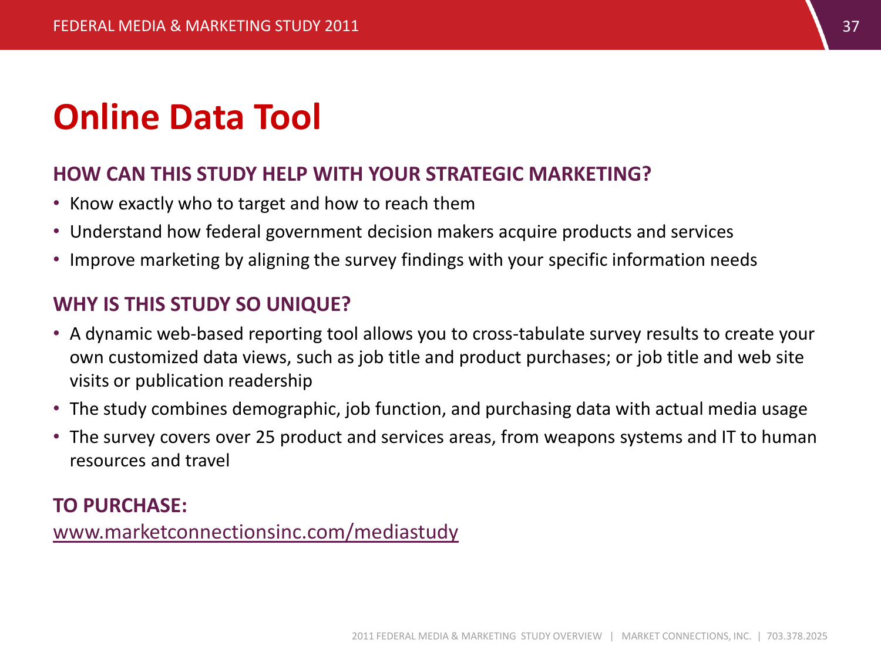# Online Data Tool

## HOW CAN THIS STUDY HELP WITH YOUR STRATEGIC MARKETING?

- Know exactly who to target and how to reach them
- Understand how federal government decision makers acquire products and services
- Improve marketing by aligning the survey findings with your specific information needs

## WHY IS THIS STUDY SO UNIQUE?

- A dynamic web-based reporting tool allows you to cross-tabulate survey results to create your own customized data views, such as job title and product purchases; or job title and web site visits or publication readership
- The study combines demographic, job function, and purchasing data with actual media usage
- The survey covers over 25 product and services areas, from weapons systems and IT to human resources and travel

## TO PURCHASE:

www.marketconnectionsinc.com/mediastudy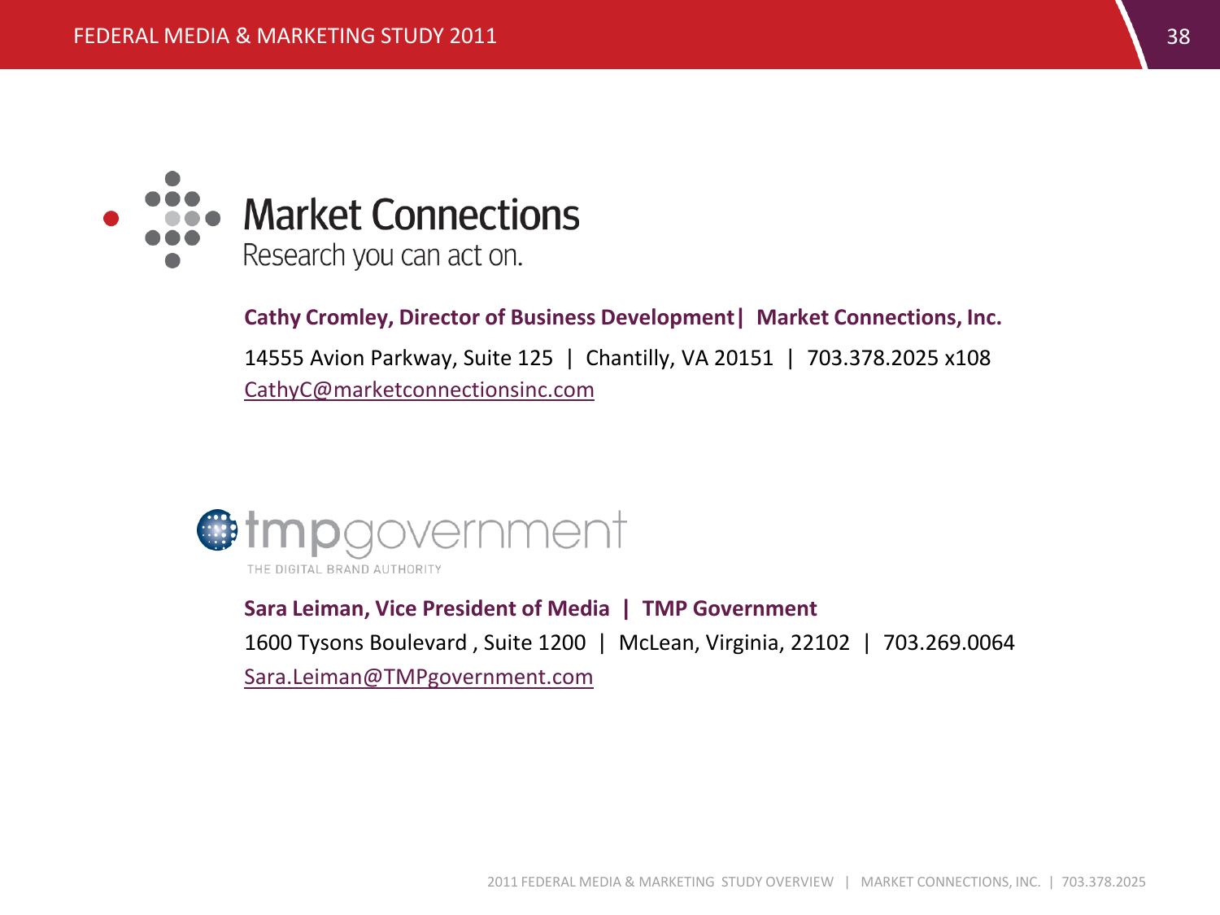Market Connections

Research you can act on.

**Cathy Cromley, Director of Business Development | Market Connections, Inc.**

14555 Avion Parkway, Suite 125 | Chantilly, VA 20151 | 703.378.2025 x108

CathyC@marketconnectionsinc.com

tmpgovernment

THE DIGITAL BRAND AUTHORITY

**Sara Leiman, Vice President of Media | TMP Government**

1600 Tysons Boulevard , Suite 1200 | McLean, Virginia, 22102 | 703.269.0064

Sara.Leiman@TMPgovernment.com